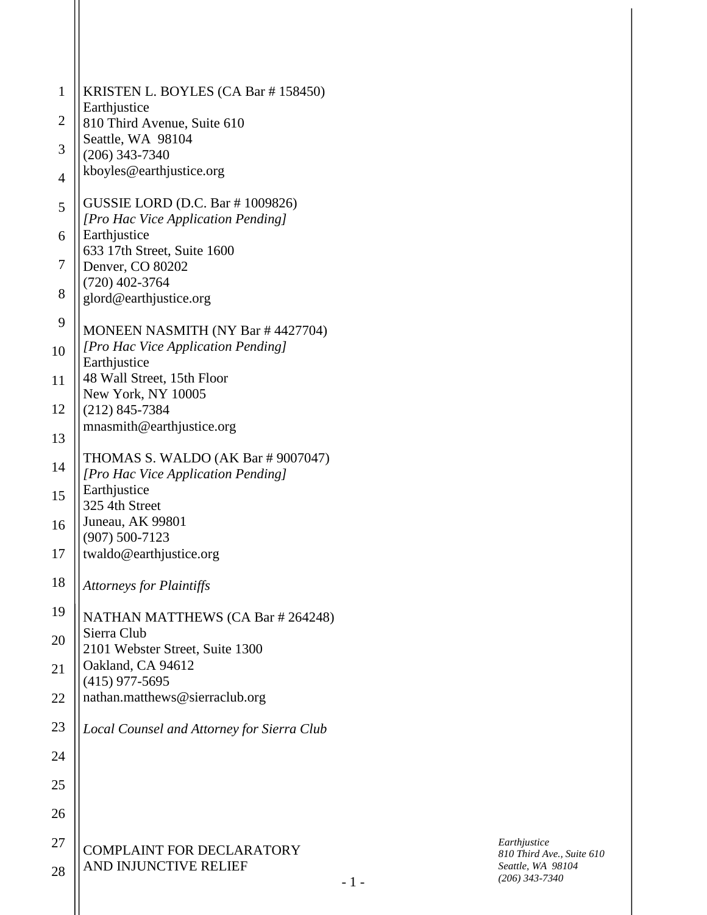KRISTEN L. BOYLES (CA Bar # 158450)
Earthjustice
810 Third Avenue, Suite 610
Seattle, WA 98104
(206) 343-7340
kboyles@earthjustice.org

GUSSIE LORD (D.C. Bar # 1009826)
*[Pro Hac Vice Application Pending]*
Earthjustice
633 17th Street, Suite 1600
Denver, CO 80202
(720) 402-3764
glord@earthjustice.org

MONEEN NASMITH (NY Bar # 4427704)
*[Pro Hac Vice Application Pending]*
Earthjustice
48 Wall Street, 15th Floor
New York, NY 10005
(212) 845-7384
mnasmith@earthjustice.org

THOMAS S. WALDO (AK Bar # 9007047)
*[Pro Hac Vice Application Pending]*
Earthjustice
325 4th Street
Juneau, AK 99801
(907) 500-7123
twaldo@earthjustice.org

*Attorneys for Plaintiffs*

NATHAN MATTHEWS (CA Bar # 264248)
Sierra Club
2101 Webster Street, Suite 1300
Oakland, CA 94612
(415) 977-5695
nathan.matthews@sierraclub.org

*Local Counsel and Attorney for Sierra Club*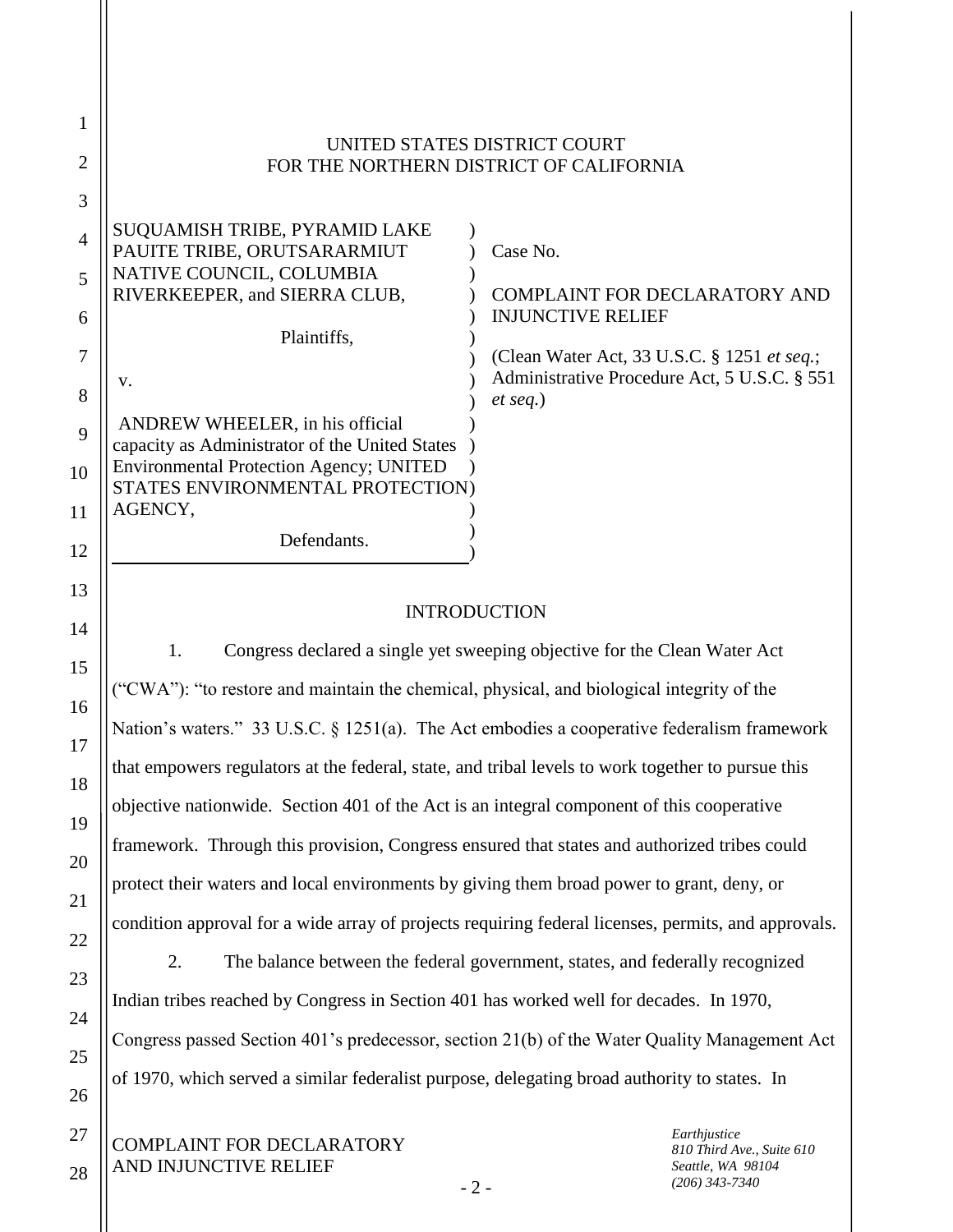UNITED STATES DISTRICT COURT
FOR THE NORTHERN DISTRICT OF CALIFORNIA

| | |
|---|---|
| SUQUAMISH TRIBE, PYRAMID LAKE PAUITE TRIBE, ORUTSARARMIUT NATIVE COUNCIL, COLUMBIA RIVERKEEPER, and SIERRA CLUB,<br><br>Plaintiffs,<br><br>v.<br><br>ANDREW WHEELER, in his official capacity as Administrator of the United States Environmental Protection Agency; UNITED STATES ENVIRONMENTAL PROTECTION AGENCY,<br><br>Defendants. | Case No.<br><br>COMPLAINT FOR DECLARATORY AND INJUNCTIVE RELIEF<br><br>(Clean Water Act, 33 U.S.C. § 1251 *et seq.*; Administrative Procedure Act, 5 U.S.C. § 551 *et seq.*) |

## INTRODUCTION

1. Congress declared a single yet sweeping objective for the Clean Water Act ("CWA"): "to restore and maintain the chemical, physical, and biological integrity of the Nation's waters." 33 U.S.C. § 1251(a). The Act embodies a cooperative federalism framework that empowers regulators at the federal, state, and tribal levels to work together to pursue this objective nationwide. Section 401 of the Act is an integral component of this cooperative framework. Through this provision, Congress ensured that states and authorized tribes could protect their waters and local environments by giving them broad power to grant, deny, or condition approval for a wide array of projects requiring federal licenses, permits, and approvals.

2. The balance between the federal government, states, and federally recognized Indian tribes reached by Congress in Section 401 has worked well for decades. In 1970, Congress passed Section 401's predecessor, section 21(b) of the Water Quality Management Act of 1970, which served a similar federalist purpose, delegating broad authority to states. In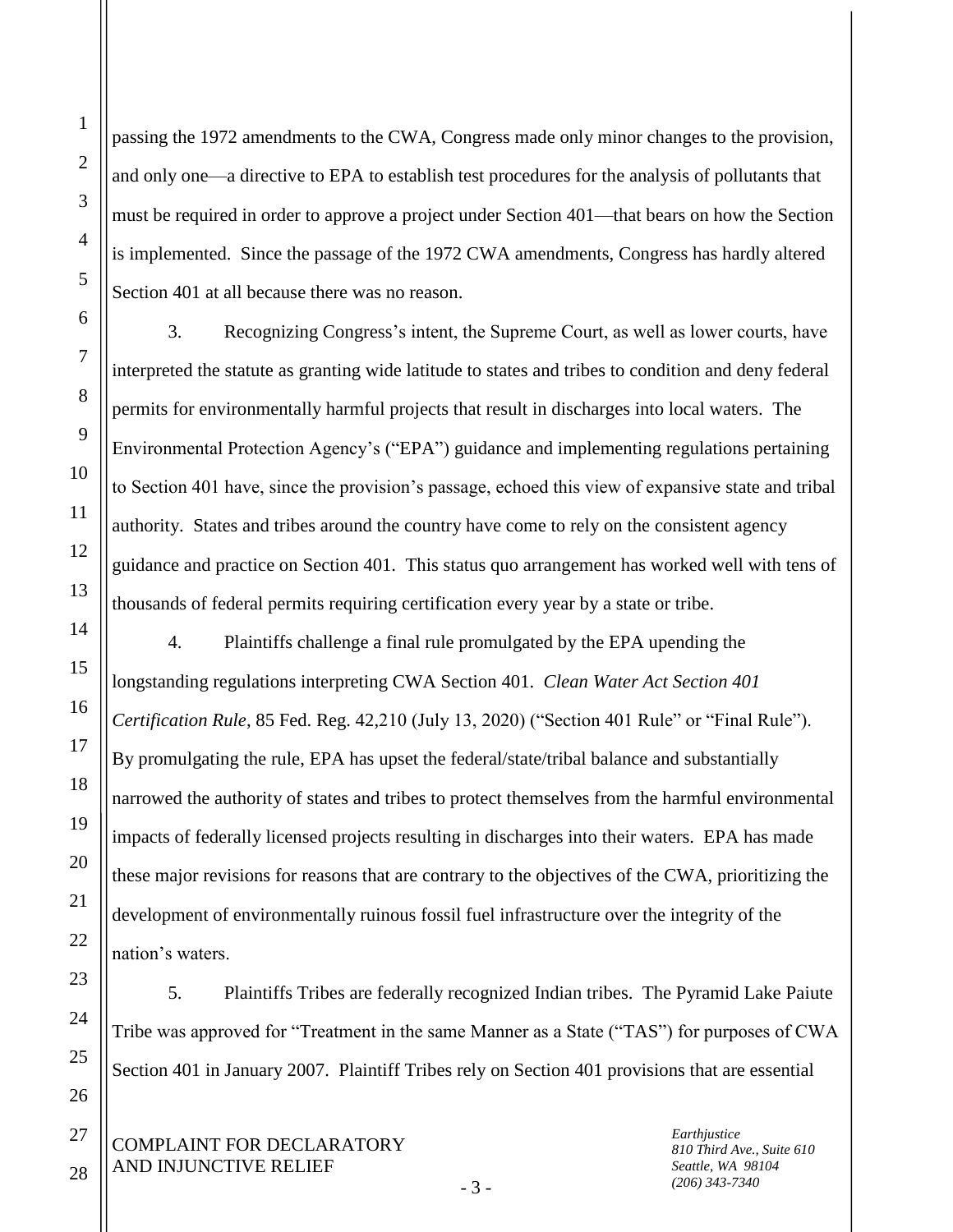passing the 1972 amendments to the CWA, Congress made only minor changes to the provision, and only one—a directive to EPA to establish test procedures for the analysis of pollutants that must be required in order to approve a project under Section 401—that bears on how the Section is implemented. Since the passage of the 1972 CWA amendments, Congress has hardly altered Section 401 at all because there was no reason.

3. Recognizing Congress's intent, the Supreme Court, as well as lower courts, have interpreted the statute as granting wide latitude to states and tribes to condition and deny federal permits for environmentally harmful projects that result in discharges into local waters. The Environmental Protection Agency's ("EPA") guidance and implementing regulations pertaining to Section 401 have, since the provision's passage, echoed this view of expansive state and tribal authority. States and tribes around the country have come to rely on the consistent agency guidance and practice on Section 401. This status quo arrangement has worked well with tens of thousands of federal permits requiring certification every year by a state or tribe.

4. Plaintiffs challenge a final rule promulgated by the EPA upending the longstanding regulations interpreting CWA Section 401. *Clean Water Act Section 401 Certification Rule*, 85 Fed. Reg. 42,210 (July 13, 2020) ("Section 401 Rule" or "Final Rule"). By promulgating the rule, EPA has upset the federal/state/tribal balance and substantially narrowed the authority of states and tribes to protect themselves from the harmful environmental impacts of federally licensed projects resulting in discharges into their waters. EPA has made these major revisions for reasons that are contrary to the objectives of the CWA, prioritizing the development of environmentally ruinous fossil fuel infrastructure over the integrity of the nation's waters.

5. Plaintiffs Tribes are federally recognized Indian tribes. The Pyramid Lake Paiute Tribe was approved for "Treatment in the same Manner as a State ("TAS") for purposes of CWA Section 401 in January 2007. Plaintiff Tribes rely on Section 401 provisions that are essential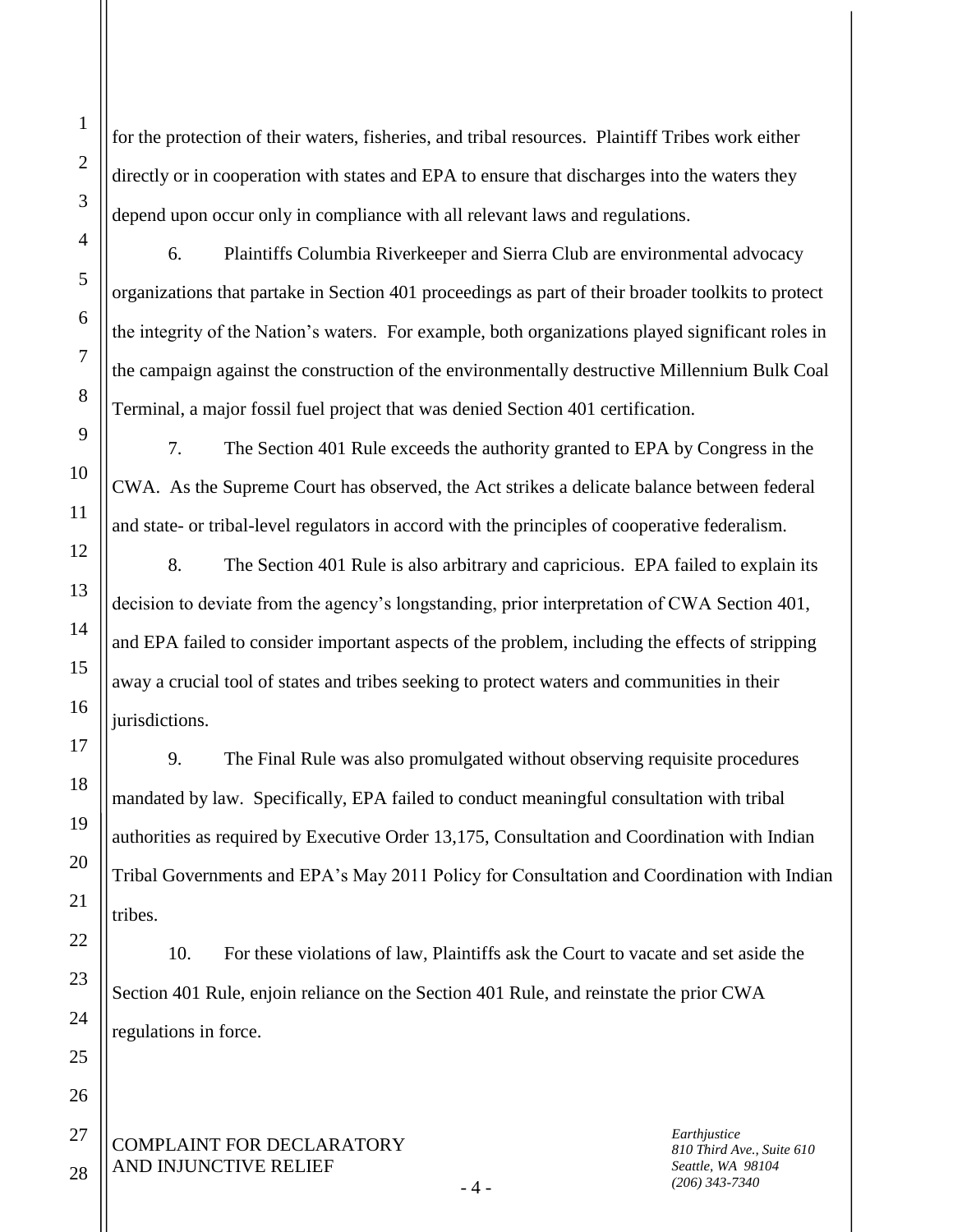for the protection of their waters, fisheries, and tribal resources. Plaintiff Tribes work either directly or in cooperation with states and EPA to ensure that discharges into the waters they depend upon occur only in compliance with all relevant laws and regulations.

6. Plaintiffs Columbia Riverkeeper and Sierra Club are environmental advocacy organizations that partake in Section 401 proceedings as part of their broader toolkits to protect the integrity of the Nation's waters. For example, both organizations played significant roles in the campaign against the construction of the environmentally destructive Millennium Bulk Coal Terminal, a major fossil fuel project that was denied Section 401 certification.

7. The Section 401 Rule exceeds the authority granted to EPA by Congress in the CWA. As the Supreme Court has observed, the Act strikes a delicate balance between federal and state- or tribal-level regulators in accord with the principles of cooperative federalism.

8. The Section 401 Rule is also arbitrary and capricious. EPA failed to explain its decision to deviate from the agency's longstanding, prior interpretation of CWA Section 401, and EPA failed to consider important aspects of the problem, including the effects of stripping away a crucial tool of states and tribes seeking to protect waters and communities in their jurisdictions.

9. The Final Rule was also promulgated without observing requisite procedures mandated by law. Specifically, EPA failed to conduct meaningful consultation with tribal authorities as required by Executive Order 13,175, Consultation and Coordination with Indian Tribal Governments and EPA's May 2011 Policy for Consultation and Coordination with Indian tribes.

10. For these violations of law, Plaintiffs ask the Court to vacate and set aside the Section 401 Rule, enjoin reliance on the Section 401 Rule, and reinstate the prior CWA regulations in force.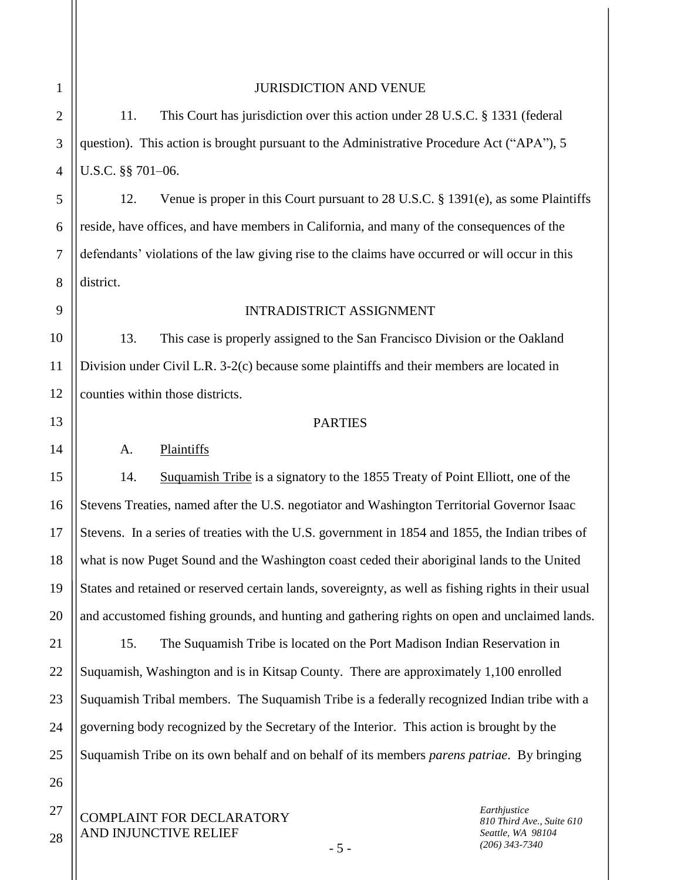## JURISDICTION AND VENUE

11. This Court has jurisdiction over this action under 28 U.S.C. § 1331 (federal question). This action is brought pursuant to the Administrative Procedure Act ("APA"), 5 U.S.C. §§ 701–06.

12. Venue is proper in this Court pursuant to 28 U.S.C. § 1391(e), as some Plaintiffs reside, have offices, and have members in California, and many of the consequences of the defendants' violations of the law giving rise to the claims have occurred or will occur in this district.

## INTRADISTRICT ASSIGNMENT

13. This case is properly assigned to the San Francisco Division or the Oakland Division under Civil L.R. 3-2(c) because some plaintiffs and their members are located in counties within those districts.

## PARTIES

### A. Plaintiffs

14. Suquamish Tribe is a signatory to the 1855 Treaty of Point Elliott, one of the Stevens Treaties, named after the U.S. negotiator and Washington Territorial Governor Isaac Stevens. In a series of treaties with the U.S. government in 1854 and 1855, the Indian tribes of what is now Puget Sound and the Washington coast ceded their aboriginal lands to the United States and retained or reserved certain lands, sovereignty, as well as fishing rights in their usual and accustomed fishing grounds, and hunting and gathering rights on open and unclaimed lands.

15. The Suquamish Tribe is located on the Port Madison Indian Reservation in Suquamish, Washington and is in Kitsap County. There are approximately 1,100 enrolled Suquamish Tribal members. The Suquamish Tribe is a federally recognized Indian tribe with a governing body recognized by the Secretary of the Interior. This action is brought by the Suquamish Tribe on its own behalf and on behalf of its members *parens patriae*. By bringing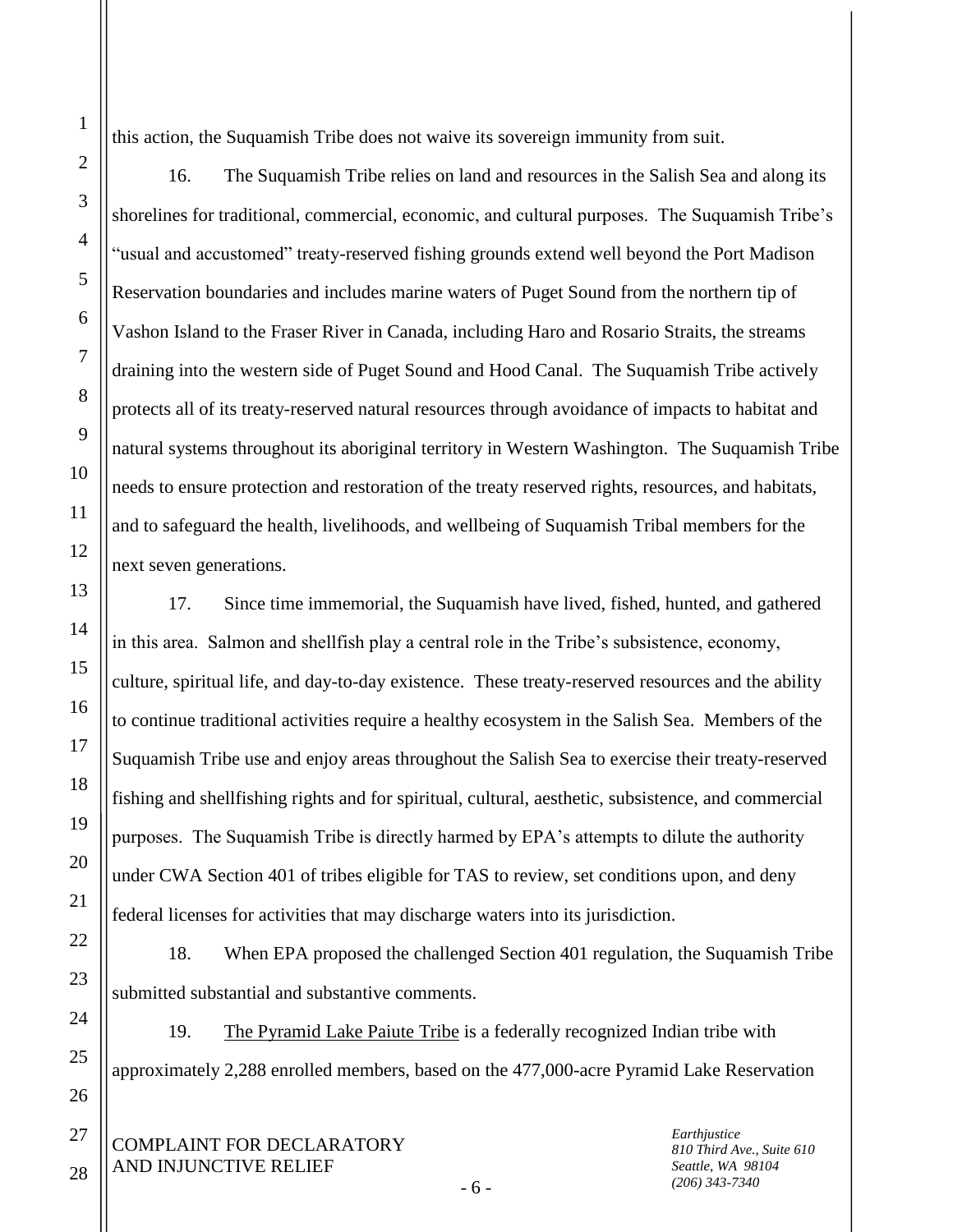this action, the Suquamish Tribe does not waive its sovereign immunity from suit.

16. The Suquamish Tribe relies on land and resources in the Salish Sea and along its shorelines for traditional, commercial, economic, and cultural purposes. The Suquamish Tribe's "usual and accustomed" treaty-reserved fishing grounds extend well beyond the Port Madison Reservation boundaries and includes marine waters of Puget Sound from the northern tip of Vashon Island to the Fraser River in Canada, including Haro and Rosario Straits, the streams draining into the western side of Puget Sound and Hood Canal. The Suquamish Tribe actively protects all of its treaty-reserved natural resources through avoidance of impacts to habitat and natural systems throughout its aboriginal territory in Western Washington. The Suquamish Tribe needs to ensure protection and restoration of the treaty reserved rights, resources, and habitats, and to safeguard the health, livelihoods, and wellbeing of Suquamish Tribal members for the next seven generations.

17. Since time immemorial, the Suquamish have lived, fished, hunted, and gathered in this area. Salmon and shellfish play a central role in the Tribe's subsistence, economy, culture, spiritual life, and day-to-day existence. These treaty-reserved resources and the ability to continue traditional activities require a healthy ecosystem in the Salish Sea. Members of the Suquamish Tribe use and enjoy areas throughout the Salish Sea to exercise their treaty-reserved fishing and shellfishing rights and for spiritual, cultural, aesthetic, subsistence, and commercial purposes. The Suquamish Tribe is directly harmed by EPA's attempts to dilute the authority under CWA Section 401 of tribes eligible for TAS to review, set conditions upon, and deny federal licenses for activities that may discharge waters into its jurisdiction.

18. When EPA proposed the challenged Section 401 regulation, the Suquamish Tribe submitted substantial and substantive comments.

19. The Pyramid Lake Paiute Tribe is a federally recognized Indian tribe with approximately 2,288 enrolled members, based on the 477,000-acre Pyramid Lake Reservation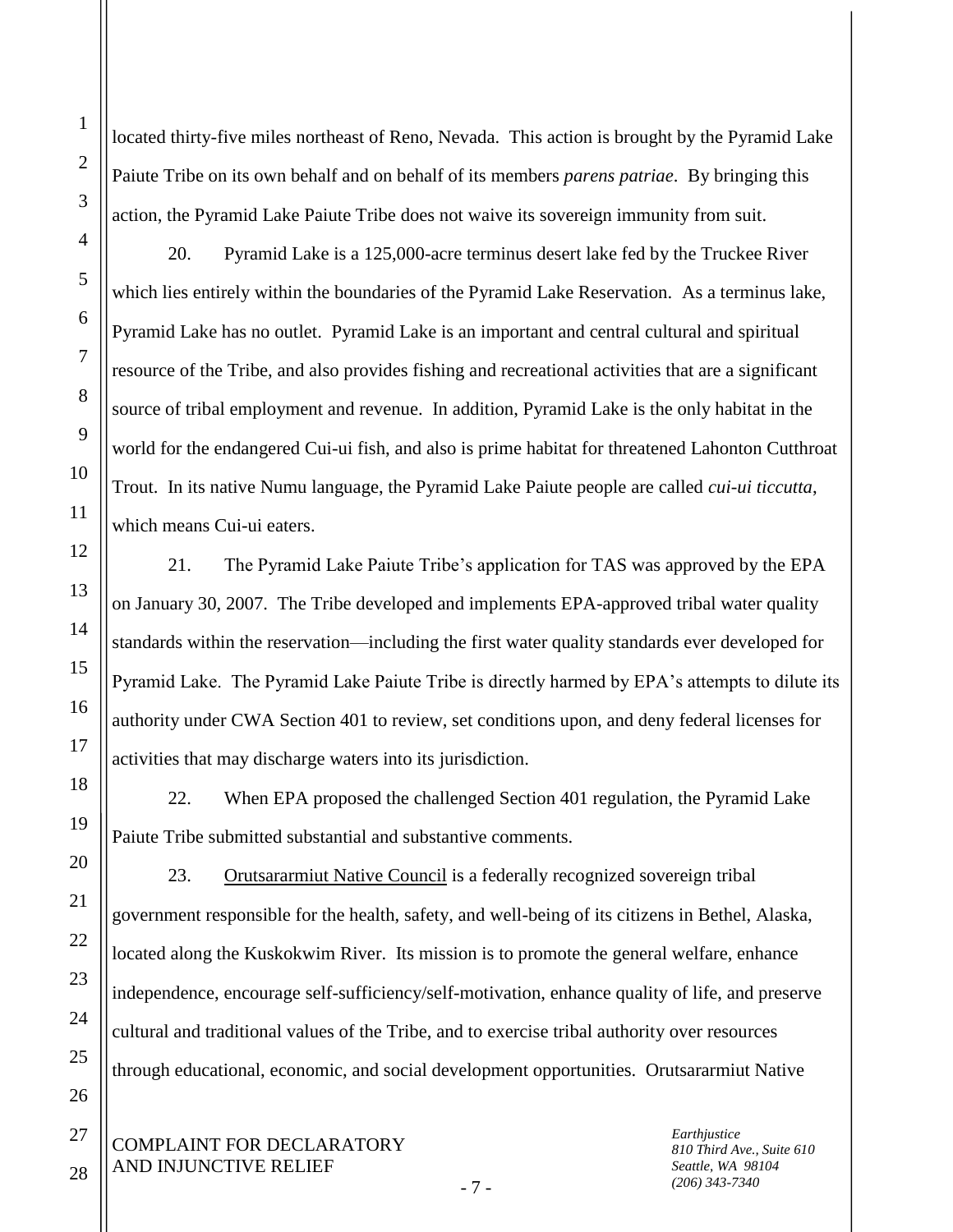located thirty-five miles northeast of Reno, Nevada. This action is brought by the Pyramid Lake Paiute Tribe on its own behalf and on behalf of its members *parens patriae*. By bringing this action, the Pyramid Lake Paiute Tribe does not waive its sovereign immunity from suit.

20. Pyramid Lake is a 125,000-acre terminus desert lake fed by the Truckee River which lies entirely within the boundaries of the Pyramid Lake Reservation. As a terminus lake, Pyramid Lake has no outlet. Pyramid Lake is an important and central cultural and spiritual resource of the Tribe, and also provides fishing and recreational activities that are a significant source of tribal employment and revenue. In addition, Pyramid Lake is the only habitat in the world for the endangered Cui-ui fish, and also is prime habitat for threatened Lahonton Cutthroat Trout. In its native Numu language, the Pyramid Lake Paiute people are called *cui-ui ticcutta*, which means Cui-ui eaters.

21. The Pyramid Lake Paiute Tribe's application for TAS was approved by the EPA on January 30, 2007. The Tribe developed and implements EPA-approved tribal water quality standards within the reservation—including the first water quality standards ever developed for Pyramid Lake. The Pyramid Lake Paiute Tribe is directly harmed by EPA's attempts to dilute its authority under CWA Section 401 to review, set conditions upon, and deny federal licenses for activities that may discharge waters into its jurisdiction.

22. When EPA proposed the challenged Section 401 regulation, the Pyramid Lake Paiute Tribe submitted substantial and substantive comments.

23. Orutsararmiut Native Council is a federally recognized sovereign tribal government responsible for the health, safety, and well-being of its citizens in Bethel, Alaska, located along the Kuskokwim River. Its mission is to promote the general welfare, enhance independence, encourage self-sufficiency/self-motivation, enhance quality of life, and preserve cultural and traditional values of the Tribe, and to exercise tribal authority over resources through educational, economic, and social development opportunities. Orutsararmiut Native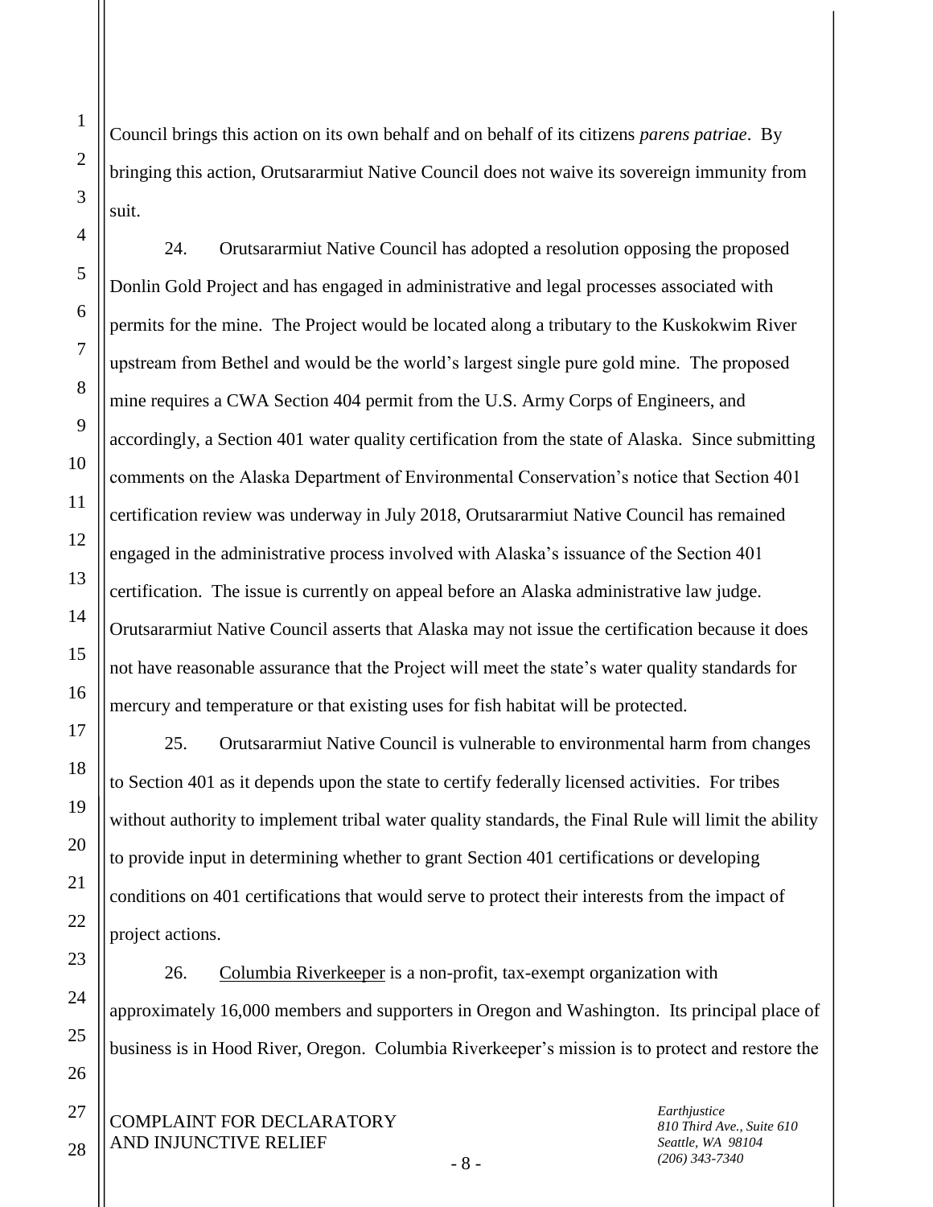Council brings this action on its own behalf and on behalf of its citizens *parens patriae*. By bringing this action, Orutsararmiut Native Council does not waive its sovereign immunity from suit.

24. Orutsararmiut Native Council has adopted a resolution opposing the proposed Donlin Gold Project and has engaged in administrative and legal processes associated with permits for the mine. The Project would be located along a tributary to the Kuskokwim River upstream from Bethel and would be the world's largest single pure gold mine. The proposed mine requires a CWA Section 404 permit from the U.S. Army Corps of Engineers, and accordingly, a Section 401 water quality certification from the state of Alaska. Since submitting comments on the Alaska Department of Environmental Conservation's notice that Section 401 certification review was underway in July 2018, Orutsararmiut Native Council has remained engaged in the administrative process involved with Alaska's issuance of the Section 401 certification. The issue is currently on appeal before an Alaska administrative law judge. Orutsararmiut Native Council asserts that Alaska may not issue the certification because it does not have reasonable assurance that the Project will meet the state's water quality standards for mercury and temperature or that existing uses for fish habitat will be protected.

25. Orutsararmiut Native Council is vulnerable to environmental harm from changes to Section 401 as it depends upon the state to certify federally licensed activities. For tribes without authority to implement tribal water quality standards, the Final Rule will limit the ability to provide input in determining whether to grant Section 401 certifications or developing conditions on 401 certifications that would serve to protect their interests from the impact of project actions.

26. Columbia Riverkeeper is a non-profit, tax-exempt organization with approximately 16,000 members and supporters in Oregon and Washington. Its principal place of business is in Hood River, Oregon. Columbia Riverkeeper's mission is to protect and restore the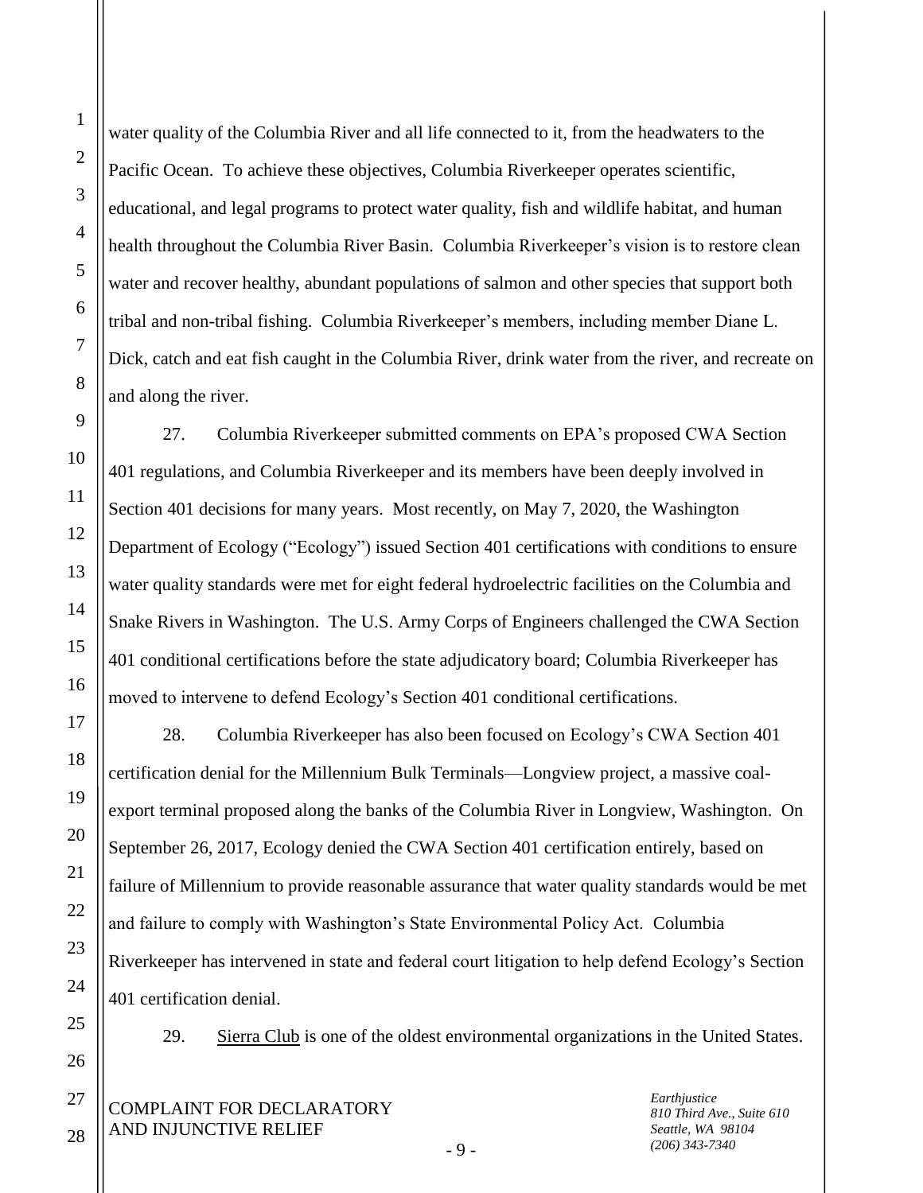water quality of the Columbia River and all life connected to it, from the headwaters to the Pacific Ocean. To achieve these objectives, Columbia Riverkeeper operates scientific, educational, and legal programs to protect water quality, fish and wildlife habitat, and human health throughout the Columbia River Basin. Columbia Riverkeeper's vision is to restore clean water and recover healthy, abundant populations of salmon and other species that support both tribal and non-tribal fishing. Columbia Riverkeeper's members, including member Diane L. Dick, catch and eat fish caught in the Columbia River, drink water from the river, and recreate on and along the river.

27. Columbia Riverkeeper submitted comments on EPA's proposed CWA Section 401 regulations, and Columbia Riverkeeper and its members have been deeply involved in Section 401 decisions for many years. Most recently, on May 7, 2020, the Washington Department of Ecology ("Ecology") issued Section 401 certifications with conditions to ensure water quality standards were met for eight federal hydroelectric facilities on the Columbia and Snake Rivers in Washington. The U.S. Army Corps of Engineers challenged the CWA Section 401 conditional certifications before the state adjudicatory board; Columbia Riverkeeper has moved to intervene to defend Ecology's Section 401 conditional certifications.

28. Columbia Riverkeeper has also been focused on Ecology's CWA Section 401 certification denial for the Millennium Bulk Terminals—Longview project, a massive coal-export terminal proposed along the banks of the Columbia River in Longview, Washington. On September 26, 2017, Ecology denied the CWA Section 401 certification entirely, based on failure of Millennium to provide reasonable assurance that water quality standards would be met and failure to comply with Washington's State Environmental Policy Act. Columbia Riverkeeper has intervened in state and federal court litigation to help defend Ecology's Section 401 certification denial.

29. Sierra Club is one of the oldest environmental organizations in the United States.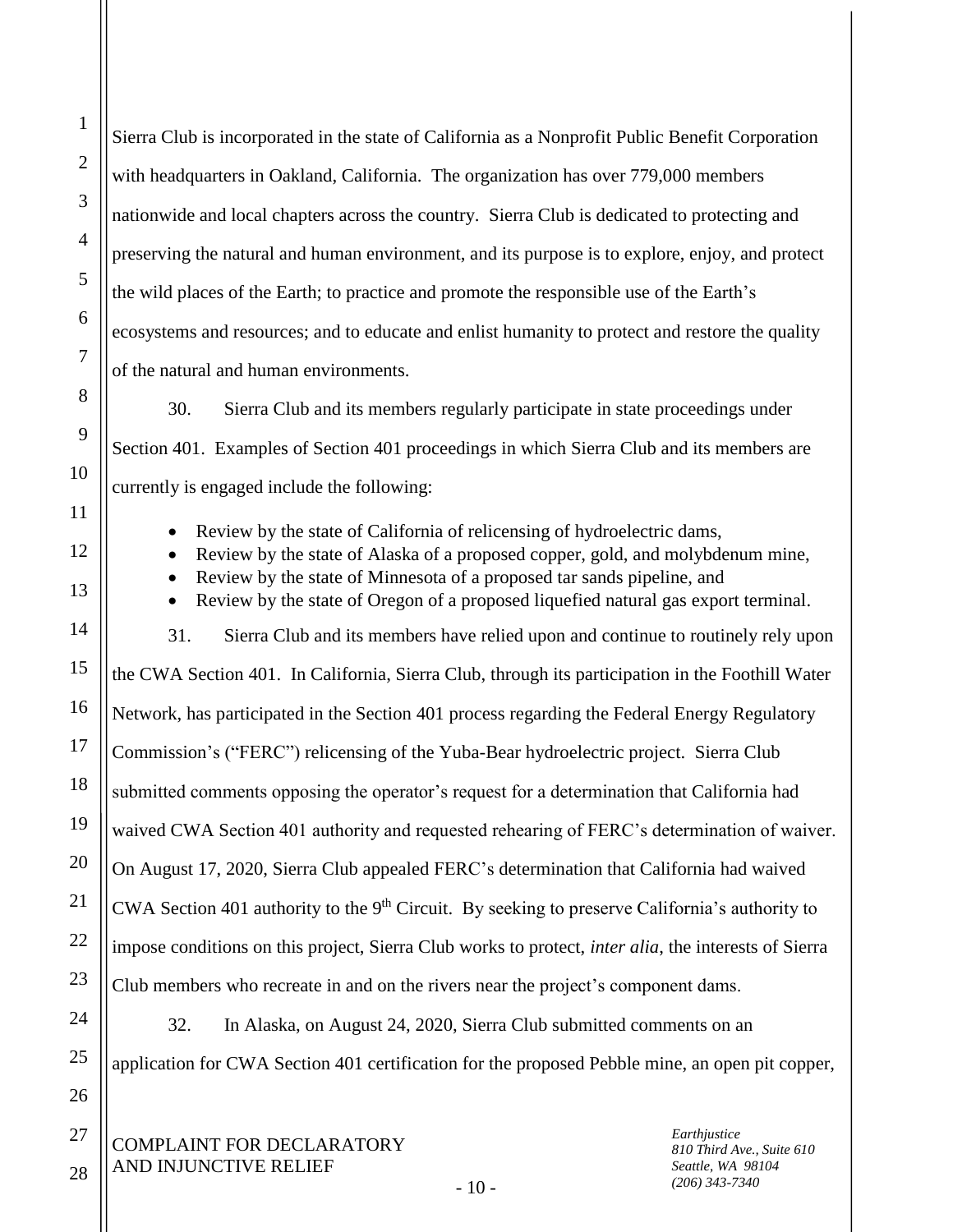Sierra Club is incorporated in the state of California as a Nonprofit Public Benefit Corporation with headquarters in Oakland, California. The organization has over 779,000 members nationwide and local chapters across the country. Sierra Club is dedicated to protecting and preserving the natural and human environment, and its purpose is to explore, enjoy, and protect the wild places of the Earth; to practice and promote the responsible use of the Earth's ecosystems and resources; and to educate and enlist humanity to protect and restore the quality of the natural and human environments.

30. Sierra Club and its members regularly participate in state proceedings under Section 401. Examples of Section 401 proceedings in which Sierra Club and its members are currently is engaged include the following:

- Review by the state of California of relicensing of hydroelectric dams,
- Review by the state of Alaska of a proposed copper, gold, and molybdenum mine,
- Review by the state of Minnesota of a proposed tar sands pipeline, and
- Review by the state of Oregon of a proposed liquefied natural gas export terminal.

31. Sierra Club and its members have relied upon and continue to routinely rely upon the CWA Section 401. In California, Sierra Club, through its participation in the Foothill Water Network, has participated in the Section 401 process regarding the Federal Energy Regulatory Commission's ("FERC") relicensing of the Yuba-Bear hydroelectric project. Sierra Club submitted comments opposing the operator's request for a determination that California had waived CWA Section 401 authority and requested rehearing of FERC's determination of waiver. On August 17, 2020, Sierra Club appealed FERC's determination that California had waived CWA Section 401 authority to the 9th Circuit. By seeking to preserve California's authority to impose conditions on this project, Sierra Club works to protect, *inter alia*, the interests of Sierra Club members who recreate in and on the rivers near the project's component dams.

32. In Alaska, on August 24, 2020, Sierra Club submitted comments on an application for CWA Section 401 certification for the proposed Pebble mine, an open pit copper,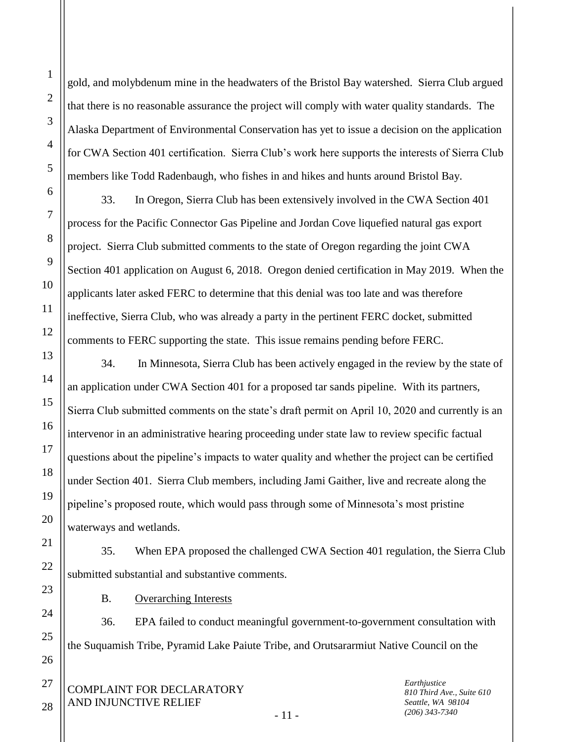gold, and molybdenum mine in the headwaters of the Bristol Bay watershed. Sierra Club argued that there is no reasonable assurance the project will comply with water quality standards. The Alaska Department of Environmental Conservation has yet to issue a decision on the application for CWA Section 401 certification. Sierra Club's work here supports the interests of Sierra Club members like Todd Radenbaugh, who fishes in and hikes and hunts around Bristol Bay.

33. In Oregon, Sierra Club has been extensively involved in the CWA Section 401 process for the Pacific Connector Gas Pipeline and Jordan Cove liquefied natural gas export project. Sierra Club submitted comments to the state of Oregon regarding the joint CWA Section 401 application on August 6, 2018. Oregon denied certification in May 2019. When the applicants later asked FERC to determine that this denial was too late and was therefore ineffective, Sierra Club, who was already a party in the pertinent FERC docket, submitted comments to FERC supporting the state. This issue remains pending before FERC.

34. In Minnesota, Sierra Club has been actively engaged in the review by the state of an application under CWA Section 401 for a proposed tar sands pipeline. With its partners, Sierra Club submitted comments on the state's draft permit on April 10, 2020 and currently is an intervenor in an administrative hearing proceeding under state law to review specific factual questions about the pipeline's impacts to water quality and whether the project can be certified under Section 401. Sierra Club members, including Jami Gaither, live and recreate along the pipeline's proposed route, which would pass through some of Minnesota's most pristine waterways and wetlands.

35. When EPA proposed the challenged CWA Section 401 regulation, the Sierra Club submitted substantial and substantive comments.

B. Overarching Interests

36. EPA failed to conduct meaningful government-to-government consultation with the Suquamish Tribe, Pyramid Lake Paiute Tribe, and Orutsararmiut Native Council on the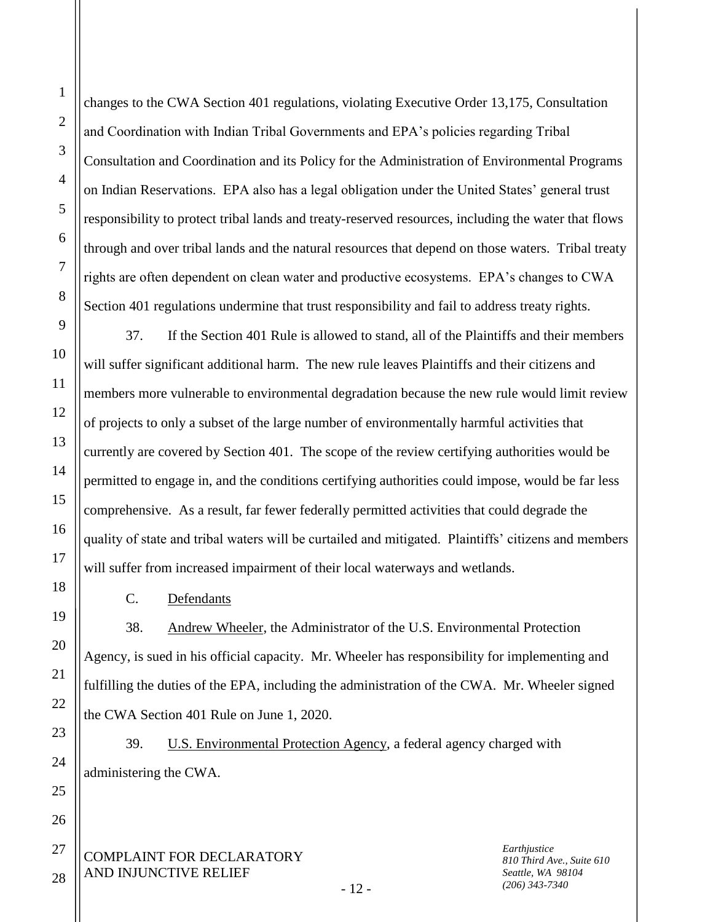changes to the CWA Section 401 regulations, violating Executive Order 13,175, Consultation and Coordination with Indian Tribal Governments and EPA's policies regarding Tribal Consultation and Coordination and its Policy for the Administration of Environmental Programs on Indian Reservations. EPA also has a legal obligation under the United States' general trust responsibility to protect tribal lands and treaty-reserved resources, including the water that flows through and over tribal lands and the natural resources that depend on those waters. Tribal treaty rights are often dependent on clean water and productive ecosystems. EPA's changes to CWA Section 401 regulations undermine that trust responsibility and fail to address treaty rights.

37. If the Section 401 Rule is allowed to stand, all of the Plaintiffs and their members will suffer significant additional harm. The new rule leaves Plaintiffs and their citizens and members more vulnerable to environmental degradation because the new rule would limit review of projects to only a subset of the large number of environmentally harmful activities that currently are covered by Section 401. The scope of the review certifying authorities would be permitted to engage in, and the conditions certifying authorities could impose, would be far less comprehensive. As a result, far fewer federally permitted activities that could degrade the quality of state and tribal waters will be curtailed and mitigated. Plaintiffs' citizens and members will suffer from increased impairment of their local waterways and wetlands.

C. Defendants

38. Andrew Wheeler, the Administrator of the U.S. Environmental Protection Agency, is sued in his official capacity. Mr. Wheeler has responsibility for implementing and fulfilling the duties of the EPA, including the administration of the CWA. Mr. Wheeler signed the CWA Section 401 Rule on June 1, 2020.

39. U.S. Environmental Protection Agency, a federal agency charged with administering the CWA.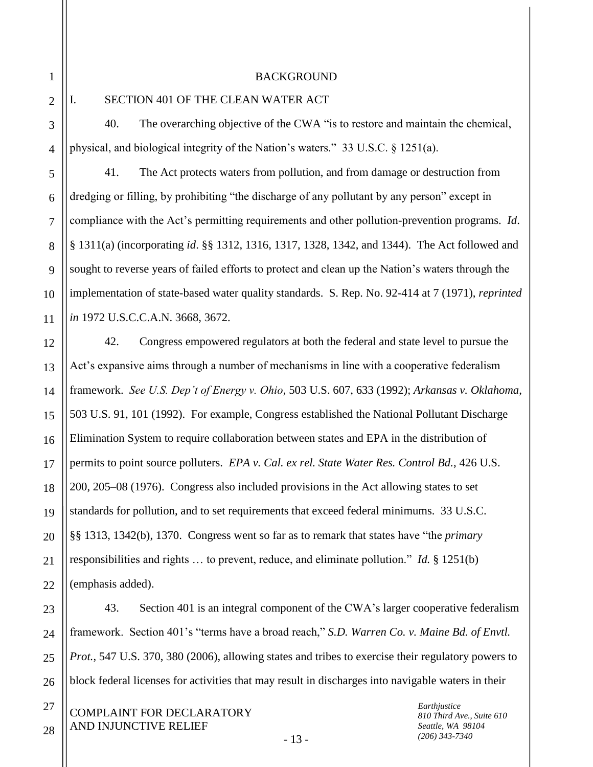## BACKGROUND

### I. SECTION 401 OF THE CLEAN WATER ACT

40. The overarching objective of the CWA "is to restore and maintain the chemical, physical, and biological integrity of the Nation's waters." 33 U.S.C. § 1251(a).

41. The Act protects waters from pollution, and from damage or destruction from dredging or filling, by prohibiting "the discharge of any pollutant by any person" except in compliance with the Act's permitting requirements and other pollution-prevention programs. *Id*. § 1311(a) (incorporating *id*. §§ 1312, 1316, 1317, 1328, 1342, and 1344). The Act followed and sought to reverse years of failed efforts to protect and clean up the Nation's waters through the implementation of state-based water quality standards. S. Rep. No. 92-414 at 7 (1971), *reprinted in* 1972 U.S.C.C.A.N. 3668, 3672.

42. Congress empowered regulators at both the federal and state level to pursue the Act's expansive aims through a number of mechanisms in line with a cooperative federalism framework. *See U.S. Dep't of Energy v. Ohio*, 503 U.S. 607, 633 (1992); *Arkansas v. Oklahoma*, 503 U.S. 91, 101 (1992). For example, Congress established the National Pollutant Discharge Elimination System to require collaboration between states and EPA in the distribution of permits to point source polluters. *EPA v. Cal. ex rel. State Water Res. Control Bd.*, 426 U.S. 200, 205–08 (1976). Congress also included provisions in the Act allowing states to set standards for pollution, and to set requirements that exceed federal minimums. 33 U.S.C. §§ 1313, 1342(b), 1370. Congress went so far as to remark that states have "the *primary* responsibilities and rights … to prevent, reduce, and eliminate pollution." *Id.* § 1251(b) (emphasis added).

43. Section 401 is an integral component of the CWA's larger cooperative federalism framework. Section 401's "terms have a broad reach," *S.D. Warren Co. v. Maine Bd. of Envtl. Prot.*, 547 U.S. 370, 380 (2006), allowing states and tribes to exercise their regulatory powers to block federal licenses for activities that may result in discharges into navigable waters in their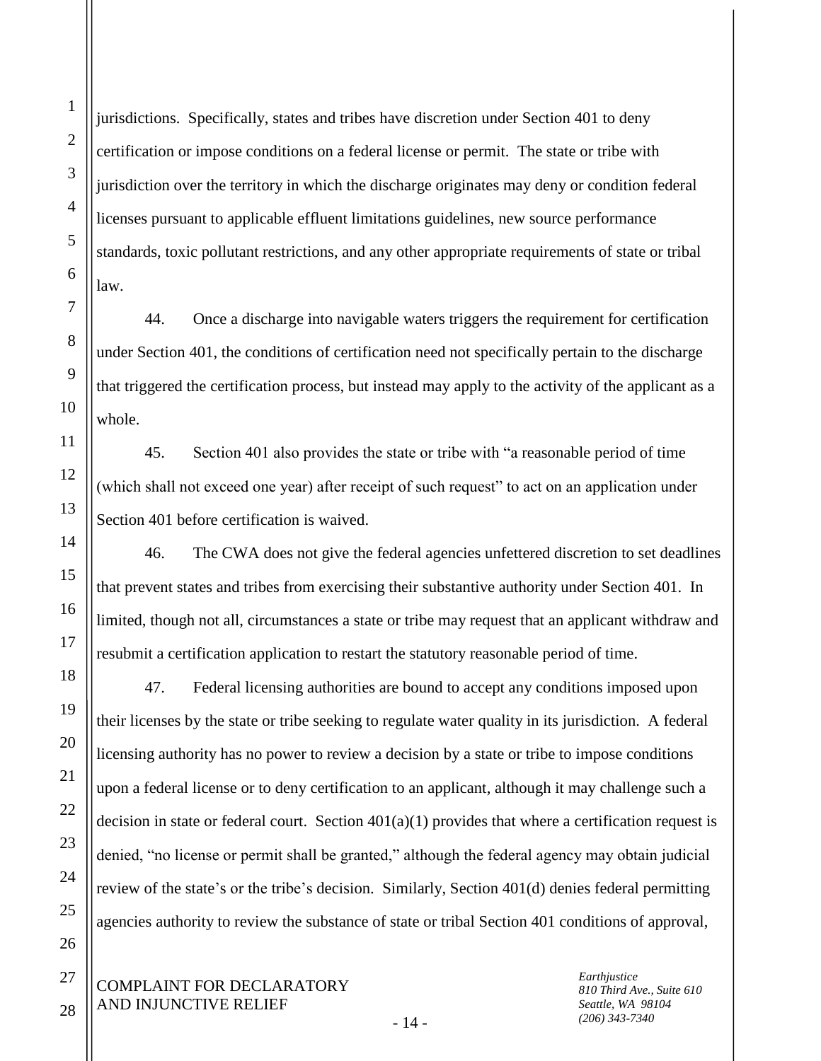jurisdictions. Specifically, states and tribes have discretion under Section 401 to deny certification or impose conditions on a federal license or permit. The state or tribe with jurisdiction over the territory in which the discharge originates may deny or condition federal licenses pursuant to applicable effluent limitations guidelines, new source performance standards, toxic pollutant restrictions, and any other appropriate requirements of state or tribal law.

44. Once a discharge into navigable waters triggers the requirement for certification under Section 401, the conditions of certification need not specifically pertain to the discharge that triggered the certification process, but instead may apply to the activity of the applicant as a whole.

45. Section 401 also provides the state or tribe with "a reasonable period of time (which shall not exceed one year) after receipt of such request" to act on an application under Section 401 before certification is waived.

46. The CWA does not give the federal agencies unfettered discretion to set deadlines that prevent states and tribes from exercising their substantive authority under Section 401. In limited, though not all, circumstances a state or tribe may request that an applicant withdraw and resubmit a certification application to restart the statutory reasonable period of time.

47. Federal licensing authorities are bound to accept any conditions imposed upon their licenses by the state or tribe seeking to regulate water quality in its jurisdiction. A federal licensing authority has no power to review a decision by a state or tribe to impose conditions upon a federal license or to deny certification to an applicant, although it may challenge such a decision in state or federal court. Section 401(a)(1) provides that where a certification request is denied, "no license or permit shall be granted," although the federal agency may obtain judicial review of the state's or the tribe's decision. Similarly, Section 401(d) denies federal permitting agencies authority to review the substance of state or tribal Section 401 conditions of approval,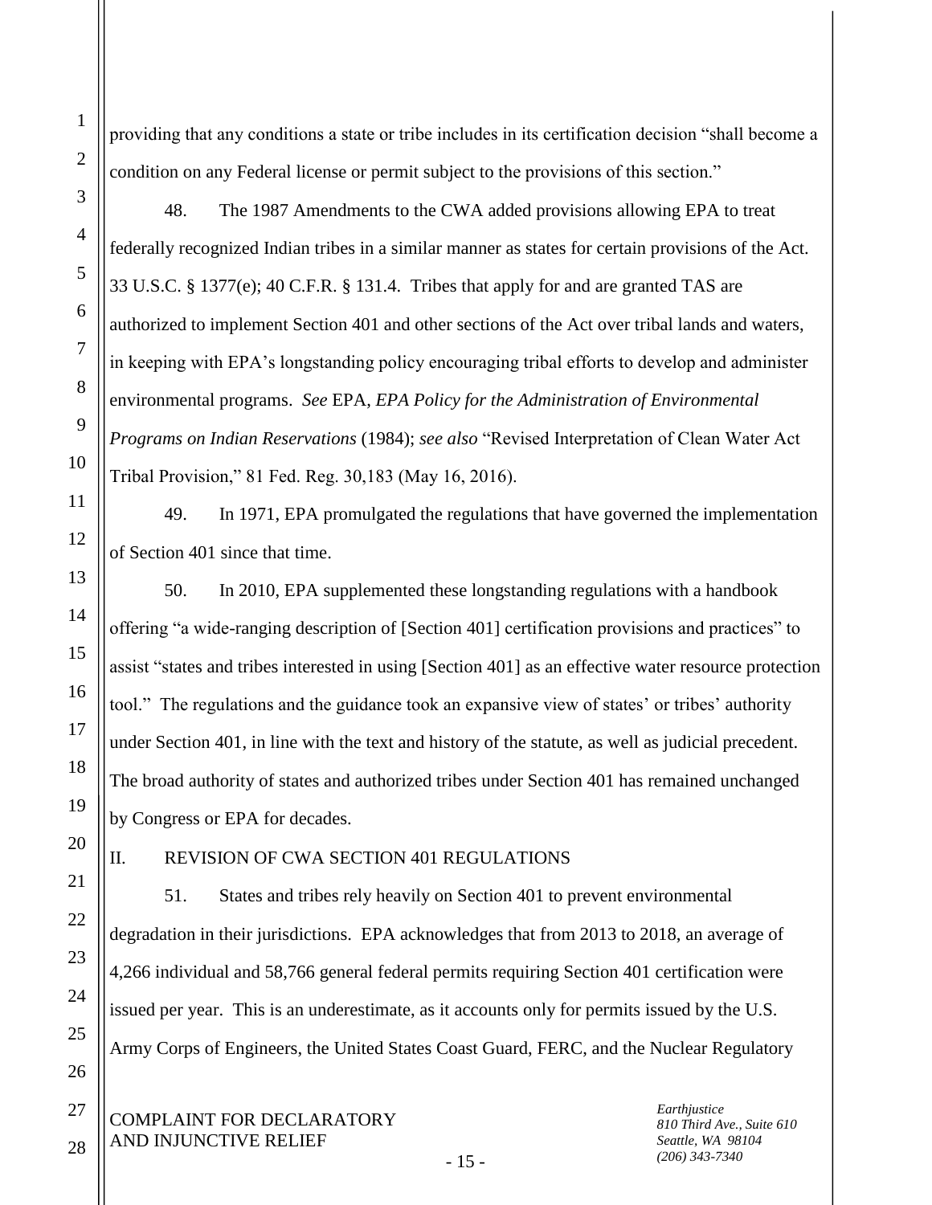providing that any conditions a state or tribe includes in its certification decision "shall become a condition on any Federal license or permit subject to the provisions of this section."

48. The 1987 Amendments to the CWA added provisions allowing EPA to treat federally recognized Indian tribes in a similar manner as states for certain provisions of the Act. 33 U.S.C. § 1377(e); 40 C.F.R. § 131.4. Tribes that apply for and are granted TAS are authorized to implement Section 401 and other sections of the Act over tribal lands and waters, in keeping with EPA's longstanding policy encouraging tribal efforts to develop and administer environmental programs. *See* EPA, *EPA Policy for the Administration of Environmental Programs on Indian Reservations* (1984); *see also* "Revised Interpretation of Clean Water Act Tribal Provision," 81 Fed. Reg. 30,183 (May 16, 2016).

49. In 1971, EPA promulgated the regulations that have governed the implementation of Section 401 since that time.

50. In 2010, EPA supplemented these longstanding regulations with a handbook offering "a wide-ranging description of [Section 401] certification provisions and practices" to assist "states and tribes interested in using [Section 401] as an effective water resource protection tool." The regulations and the guidance took an expansive view of states' or tribes' authority under Section 401, in line with the text and history of the statute, as well as judicial precedent. The broad authority of states and authorized tribes under Section 401 has remained unchanged by Congress or EPA for decades.

## II. REVISION OF CWA SECTION 401 REGULATIONS

51. States and tribes rely heavily on Section 401 to prevent environmental degradation in their jurisdictions. EPA acknowledges that from 2013 to 2018, an average of 4,266 individual and 58,766 general federal permits requiring Section 401 certification were issued per year. This is an underestimate, as it accounts only for permits issued by the U.S. Army Corps of Engineers, the United States Coast Guard, FERC, and the Nuclear Regulatory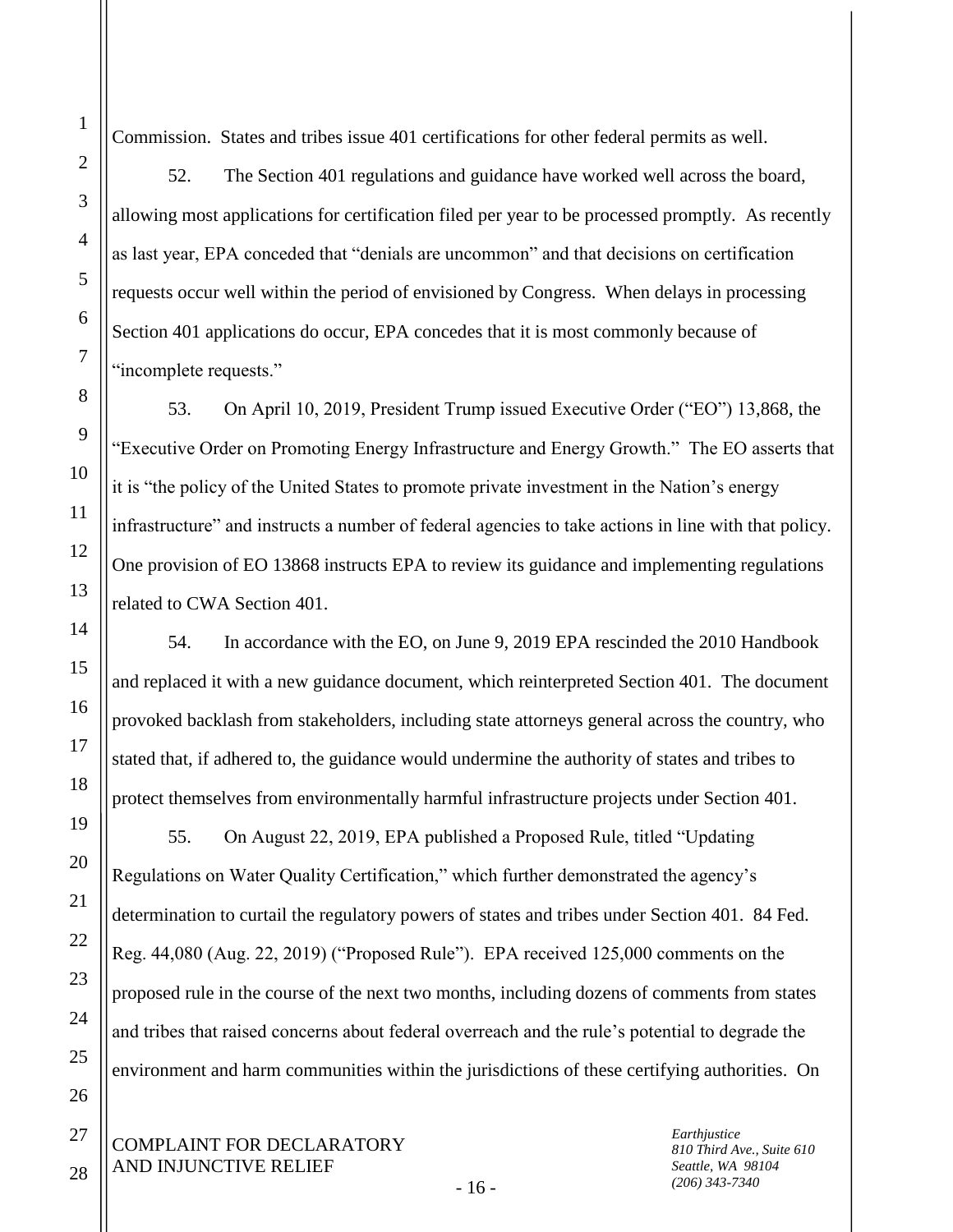Commission. States and tribes issue 401 certifications for other federal permits as well.

52. The Section 401 regulations and guidance have worked well across the board, allowing most applications for certification filed per year to be processed promptly. As recently as last year, EPA conceded that "denials are uncommon" and that decisions on certification requests occur well within the period of envisioned by Congress. When delays in processing Section 401 applications do occur, EPA concedes that it is most commonly because of "incomplete requests."

53. On April 10, 2019, President Trump issued Executive Order ("EO") 13,868, the "Executive Order on Promoting Energy Infrastructure and Energy Growth." The EO asserts that it is "the policy of the United States to promote private investment in the Nation's energy infrastructure" and instructs a number of federal agencies to take actions in line with that policy. One provision of EO 13868 instructs EPA to review its guidance and implementing regulations related to CWA Section 401.

54. In accordance with the EO, on June 9, 2019 EPA rescinded the 2010 Handbook and replaced it with a new guidance document, which reinterpreted Section 401. The document provoked backlash from stakeholders, including state attorneys general across the country, who stated that, if adhered to, the guidance would undermine the authority of states and tribes to protect themselves from environmentally harmful infrastructure projects under Section 401.

55. On August 22, 2019, EPA published a Proposed Rule, titled "Updating Regulations on Water Quality Certification," which further demonstrated the agency's determination to curtail the regulatory powers of states and tribes under Section 401. 84 Fed. Reg. 44,080 (Aug. 22, 2019) ("Proposed Rule"). EPA received 125,000 comments on the proposed rule in the course of the next two months, including dozens of comments from states and tribes that raised concerns about federal overreach and the rule's potential to degrade the environment and harm communities within the jurisdictions of these certifying authorities. On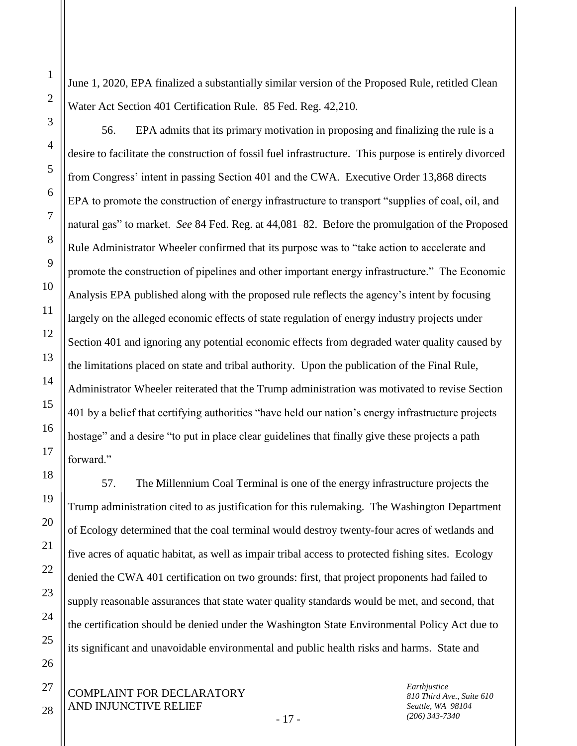June 1, 2020, EPA finalized a substantially similar version of the Proposed Rule, retitled Clean Water Act Section 401 Certification Rule. 85 Fed. Reg. 42,210.

56. EPA admits that its primary motivation in proposing and finalizing the rule is a desire to facilitate the construction of fossil fuel infrastructure. This purpose is entirely divorced from Congress' intent in passing Section 401 and the CWA. Executive Order 13,868 directs EPA to promote the construction of energy infrastructure to transport "supplies of coal, oil, and natural gas" to market. *See* 84 Fed. Reg. at 44,081–82. Before the promulgation of the Proposed Rule Administrator Wheeler confirmed that its purpose was to "take action to accelerate and promote the construction of pipelines and other important energy infrastructure." The Economic Analysis EPA published along with the proposed rule reflects the agency's intent by focusing largely on the alleged economic effects of state regulation of energy industry projects under Section 401 and ignoring any potential economic effects from degraded water quality caused by the limitations placed on state and tribal authority. Upon the publication of the Final Rule, Administrator Wheeler reiterated that the Trump administration was motivated to revise Section 401 by a belief that certifying authorities "have held our nation's energy infrastructure projects hostage" and a desire "to put in place clear guidelines that finally give these projects a path forward."

57. The Millennium Coal Terminal is one of the energy infrastructure projects the Trump administration cited to as justification for this rulemaking. The Washington Department of Ecology determined that the coal terminal would destroy twenty-four acres of wetlands and five acres of aquatic habitat, as well as impair tribal access to protected fishing sites. Ecology denied the CWA 401 certification on two grounds: first, that project proponents had failed to supply reasonable assurances that state water quality standards would be met, and second, that the certification should be denied under the Washington State Environmental Policy Act due to its significant and unavoidable environmental and public health risks and harms. State and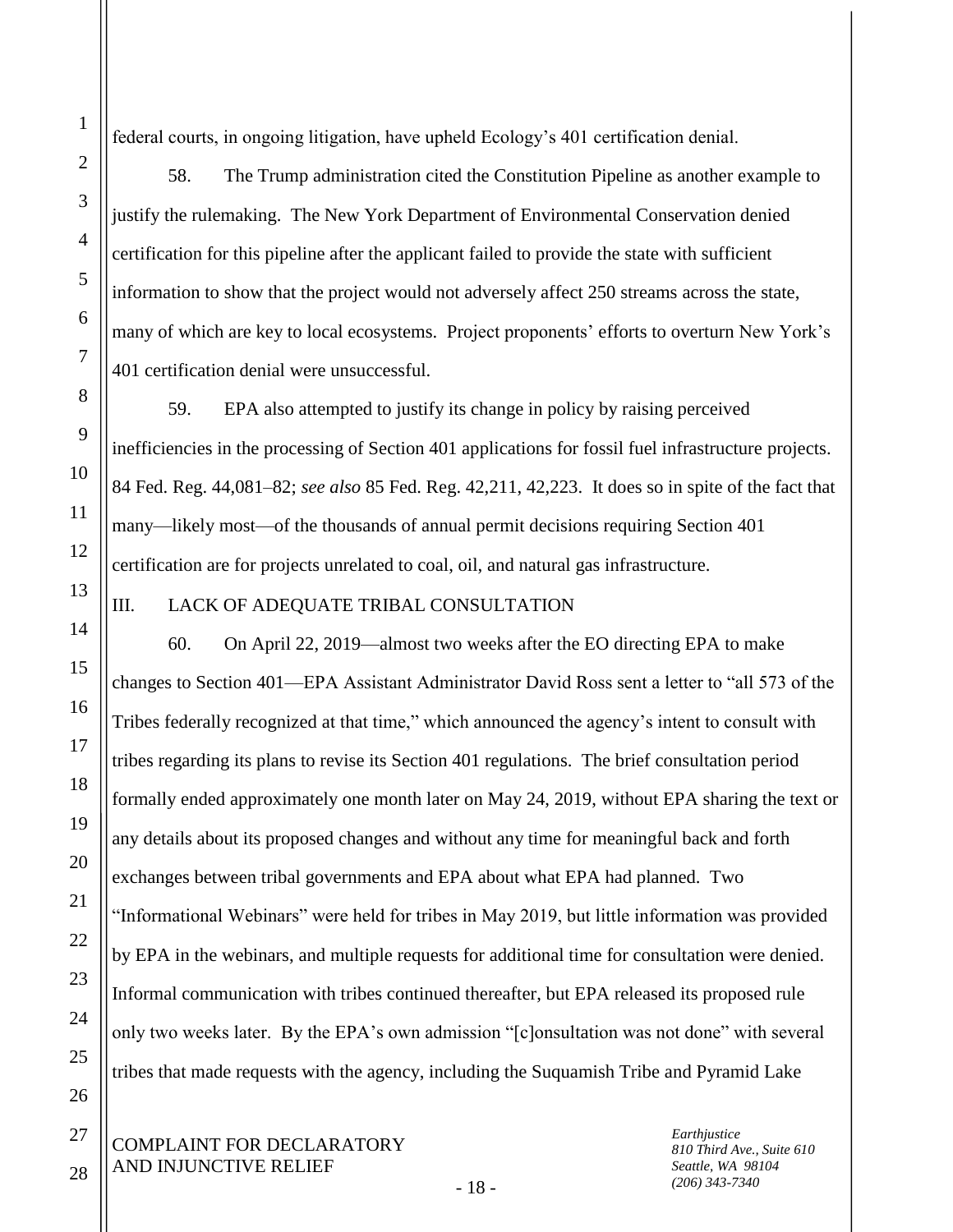federal courts, in ongoing litigation, have upheld Ecology's 401 certification denial.

58. The Trump administration cited the Constitution Pipeline as another example to justify the rulemaking. The New York Department of Environmental Conservation denied certification for this pipeline after the applicant failed to provide the state with sufficient information to show that the project would not adversely affect 250 streams across the state, many of which are key to local ecosystems. Project proponents' efforts to overturn New York's 401 certification denial were unsuccessful.

59. EPA also attempted to justify its change in policy by raising perceived inefficiencies in the processing of Section 401 applications for fossil fuel infrastructure projects. 84 Fed. Reg. 44,081–82; *see also* 85 Fed. Reg. 42,211, 42,223. It does so in spite of the fact that many—likely most—of the thousands of annual permit decisions requiring Section 401 certification are for projects unrelated to coal, oil, and natural gas infrastructure.

## III. LACK OF ADEQUATE TRIBAL CONSULTATION

60. On April 22, 2019—almost two weeks after the EO directing EPA to make changes to Section 401—EPA Assistant Administrator David Ross sent a letter to "all 573 of the Tribes federally recognized at that time," which announced the agency's intent to consult with tribes regarding its plans to revise its Section 401 regulations. The brief consultation period formally ended approximately one month later on May 24, 2019, without EPA sharing the text or any details about its proposed changes and without any time for meaningful back and forth exchanges between tribal governments and EPA about what EPA had planned. Two "Informational Webinars" were held for tribes in May 2019, but little information was provided by EPA in the webinars, and multiple requests for additional time for consultation were denied. Informal communication with tribes continued thereafter, but EPA released its proposed rule only two weeks later. By the EPA's own admission "[c]onsultation was not done" with several tribes that made requests with the agency, including the Suquamish Tribe and Pyramid Lake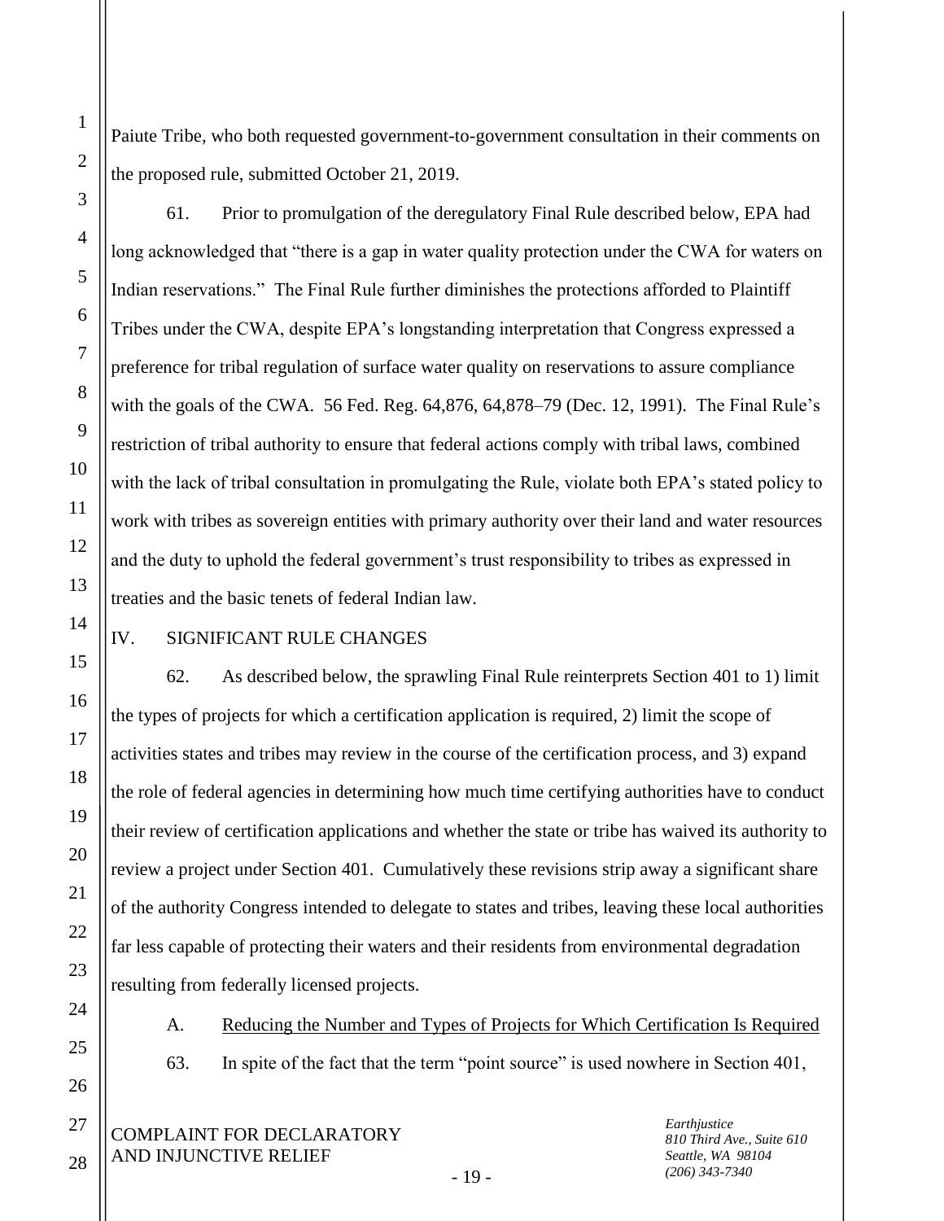Paiute Tribe, who both requested government-to-government consultation in their comments on the proposed rule, submitted October 21, 2019.

61. Prior to promulgation of the deregulatory Final Rule described below, EPA had long acknowledged that "there is a gap in water quality protection under the CWA for waters on Indian reservations." The Final Rule further diminishes the protections afforded to Plaintiff Tribes under the CWA, despite EPA's longstanding interpretation that Congress expressed a preference for tribal regulation of surface water quality on reservations to assure compliance with the goals of the CWA. 56 Fed. Reg. 64,876, 64,878–79 (Dec. 12, 1991). The Final Rule's restriction of tribal authority to ensure that federal actions comply with tribal laws, combined with the lack of tribal consultation in promulgating the Rule, violate both EPA's stated policy to work with tribes as sovereign entities with primary authority over their land and water resources and the duty to uphold the federal government's trust responsibility to tribes as expressed in treaties and the basic tenets of federal Indian law.

## IV. SIGNIFICANT RULE CHANGES

62. As described below, the sprawling Final Rule reinterprets Section 401 to 1) limit the types of projects for which a certification application is required, 2) limit the scope of activities states and tribes may review in the course of the certification process, and 3) expand the role of federal agencies in determining how much time certifying authorities have to conduct their review of certification applications and whether the state or tribe has waived its authority to review a project under Section 401. Cumulatively these revisions strip away a significant share of the authority Congress intended to delegate to states and tribes, leaving these local authorities far less capable of protecting their waters and their residents from environmental degradation resulting from federally licensed projects.

### A. Reducing the Number and Types of Projects for Which Certification Is Required

63. In spite of the fact that the term "point source" is used nowhere in Section 401,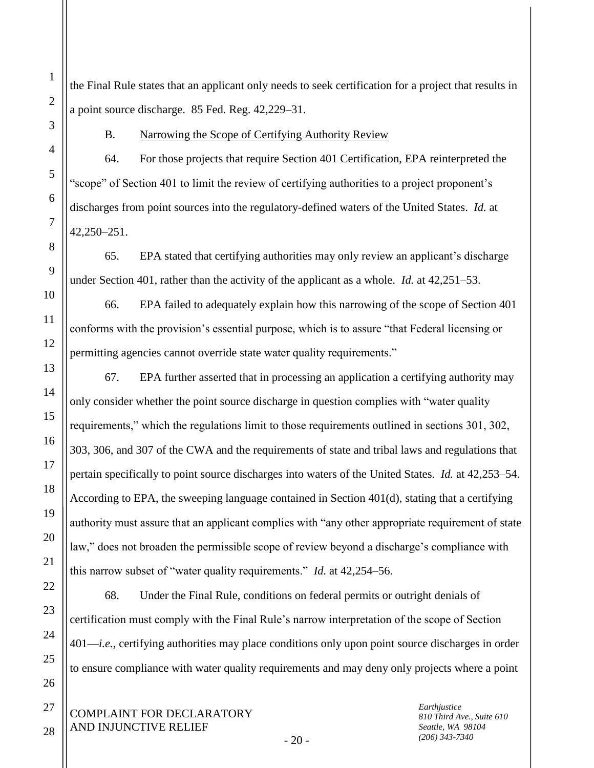the Final Rule states that an applicant only needs to seek certification for a project that results in a point source discharge. 85 Fed. Reg. 42,229–31.

B. Narrowing the Scope of Certifying Authority Review

64. For those projects that require Section 401 Certification, EPA reinterpreted the "scope" of Section 401 to limit the review of certifying authorities to a project proponent's discharges from point sources into the regulatory-defined waters of the United States. *Id.* at 42,250–251.

65. EPA stated that certifying authorities may only review an applicant's discharge under Section 401, rather than the activity of the applicant as a whole. *Id.* at 42,251–53.

66. EPA failed to adequately explain how this narrowing of the scope of Section 401 conforms with the provision's essential purpose, which is to assure "that Federal licensing or permitting agencies cannot override state water quality requirements."

67. EPA further asserted that in processing an application a certifying authority may only consider whether the point source discharge in question complies with "water quality requirements," which the regulations limit to those requirements outlined in sections 301, 302, 303, 306, and 307 of the CWA and the requirements of state and tribal laws and regulations that pertain specifically to point source discharges into waters of the United States. *Id.* at 42,253–54. According to EPA, the sweeping language contained in Section 401(d), stating that a certifying authority must assure that an applicant complies with "any other appropriate requirement of state law," does not broaden the permissible scope of review beyond a discharge's compliance with this narrow subset of "water quality requirements." *Id.* at 42,254–56.

68. Under the Final Rule, conditions on federal permits or outright denials of certification must comply with the Final Rule's narrow interpretation of the scope of Section 401—*i.e.*, certifying authorities may place conditions only upon point source discharges in order to ensure compliance with water quality requirements and may deny only projects where a point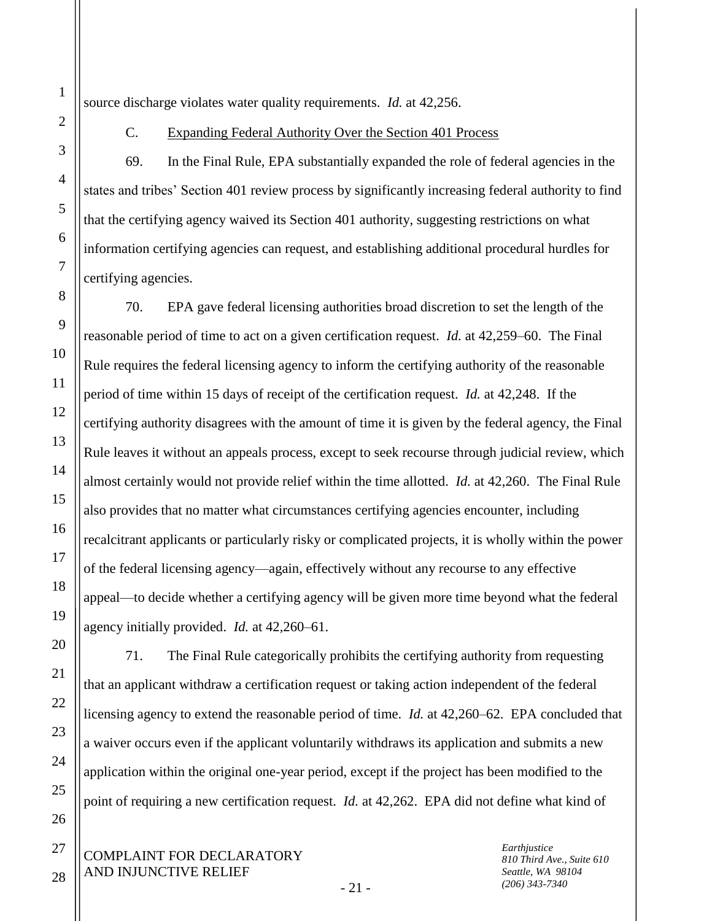source discharge violates water quality requirements. *Id.* at 42,256.

C. Expanding Federal Authority Over the Section 401 Process

69. In the Final Rule, EPA substantially expanded the role of federal agencies in the states and tribes' Section 401 review process by significantly increasing federal authority to find that the certifying agency waived its Section 401 authority, suggesting restrictions on what information certifying agencies can request, and establishing additional procedural hurdles for certifying agencies.

70. EPA gave federal licensing authorities broad discretion to set the length of the reasonable period of time to act on a given certification request. *Id.* at 42,259–60. The Final Rule requires the federal licensing agency to inform the certifying authority of the reasonable period of time within 15 days of receipt of the certification request. *Id.* at 42,248. If the certifying authority disagrees with the amount of time it is given by the federal agency, the Final Rule leaves it without an appeals process, except to seek recourse through judicial review, which almost certainly would not provide relief within the time allotted. *Id.* at 42,260. The Final Rule also provides that no matter what circumstances certifying agencies encounter, including recalcitrant applicants or particularly risky or complicated projects, it is wholly within the power of the federal licensing agency—again, effectively without any recourse to any effective appeal—to decide whether a certifying agency will be given more time beyond what the federal agency initially provided. *Id.* at 42,260–61.

71. The Final Rule categorically prohibits the certifying authority from requesting that an applicant withdraw a certification request or taking action independent of the federal licensing agency to extend the reasonable period of time. *Id.* at 42,260–62. EPA concluded that a waiver occurs even if the applicant voluntarily withdraws its application and submits a new application within the original one-year period, except if the project has been modified to the point of requiring a new certification request. *Id.* at 42,262. EPA did not define what kind of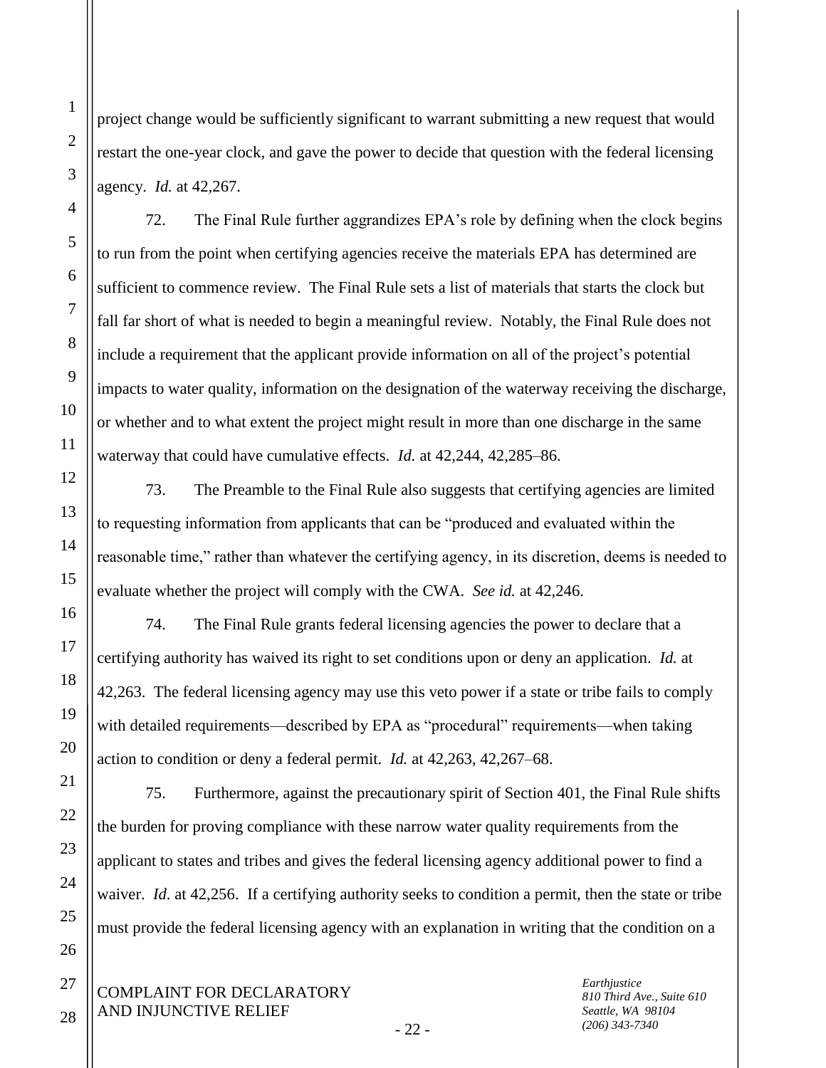project change would be sufficiently significant to warrant submitting a new request that would restart the one-year clock, and gave the power to decide that question with the federal licensing agency. *Id.* at 42,267.

72. The Final Rule further aggrandizes EPA's role by defining when the clock begins to run from the point when certifying agencies receive the materials EPA has determined are sufficient to commence review. The Final Rule sets a list of materials that starts the clock but fall far short of what is needed to begin a meaningful review. Notably, the Final Rule does not include a requirement that the applicant provide information on all of the project's potential impacts to water quality, information on the designation of the waterway receiving the discharge, or whether and to what extent the project might result in more than one discharge in the same waterway that could have cumulative effects. *Id.* at 42,244, 42,285–86.

73. The Preamble to the Final Rule also suggests that certifying agencies are limited to requesting information from applicants that can be "produced and evaluated within the reasonable time," rather than whatever the certifying agency, in its discretion, deems is needed to evaluate whether the project will comply with the CWA. *See id.* at 42,246.

74. The Final Rule grants federal licensing agencies the power to declare that a certifying authority has waived its right to set conditions upon or deny an application. *Id.* at 42,263. The federal licensing agency may use this veto power if a state or tribe fails to comply with detailed requirements—described by EPA as "procedural" requirements—when taking action to condition or deny a federal permit. *Id.* at 42,263, 42,267–68.

75. Furthermore, against the precautionary spirit of Section 401, the Final Rule shifts the burden for proving compliance with these narrow water quality requirements from the applicant to states and tribes and gives the federal licensing agency additional power to find a waiver. *Id*. at 42,256. If a certifying authority seeks to condition a permit, then the state or tribe must provide the federal licensing agency with an explanation in writing that the condition on a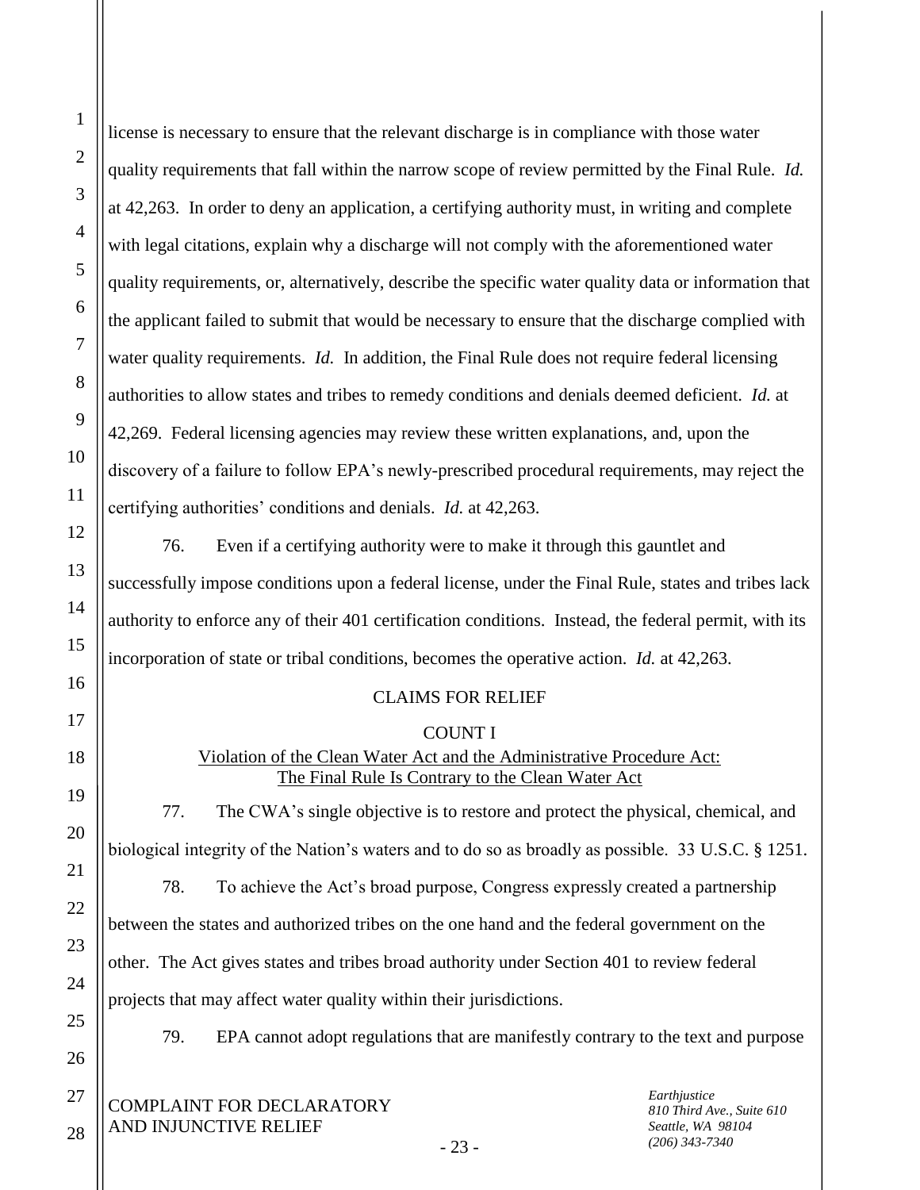license is necessary to ensure that the relevant discharge is in compliance with those water quality requirements that fall within the narrow scope of review permitted by the Final Rule. *Id.* at 42,263. In order to deny an application, a certifying authority must, in writing and complete with legal citations, explain why a discharge will not comply with the aforementioned water quality requirements, or, alternatively, describe the specific water quality data or information that the applicant failed to submit that would be necessary to ensure that the discharge complied with water quality requirements. *Id.* In addition, the Final Rule does not require federal licensing authorities to allow states and tribes to remedy conditions and denials deemed deficient. *Id.* at 42,269. Federal licensing agencies may review these written explanations, and, upon the discovery of a failure to follow EPA's newly-prescribed procedural requirements, may reject the certifying authorities' conditions and denials. *Id.* at 42,263.

76. Even if a certifying authority were to make it through this gauntlet and successfully impose conditions upon a federal license, under the Final Rule, states and tribes lack authority to enforce any of their 401 certification conditions. Instead, the federal permit, with its incorporation of state or tribal conditions, becomes the operative action. *Id.* at 42,263.

## CLAIMS FOR RELIEF

### COUNT I

### Violation of the Clean Water Act and the Administrative Procedure Act: The Final Rule Is Contrary to the Clean Water Act

77. The CWA's single objective is to restore and protect the physical, chemical, and biological integrity of the Nation's waters and to do so as broadly as possible. 33 U.S.C. § 1251.

78. To achieve the Act's broad purpose, Congress expressly created a partnership between the states and authorized tribes on the one hand and the federal government on the other. The Act gives states and tribes broad authority under Section 401 to review federal projects that may affect water quality within their jurisdictions.

79. EPA cannot adopt regulations that are manifestly contrary to the text and purpose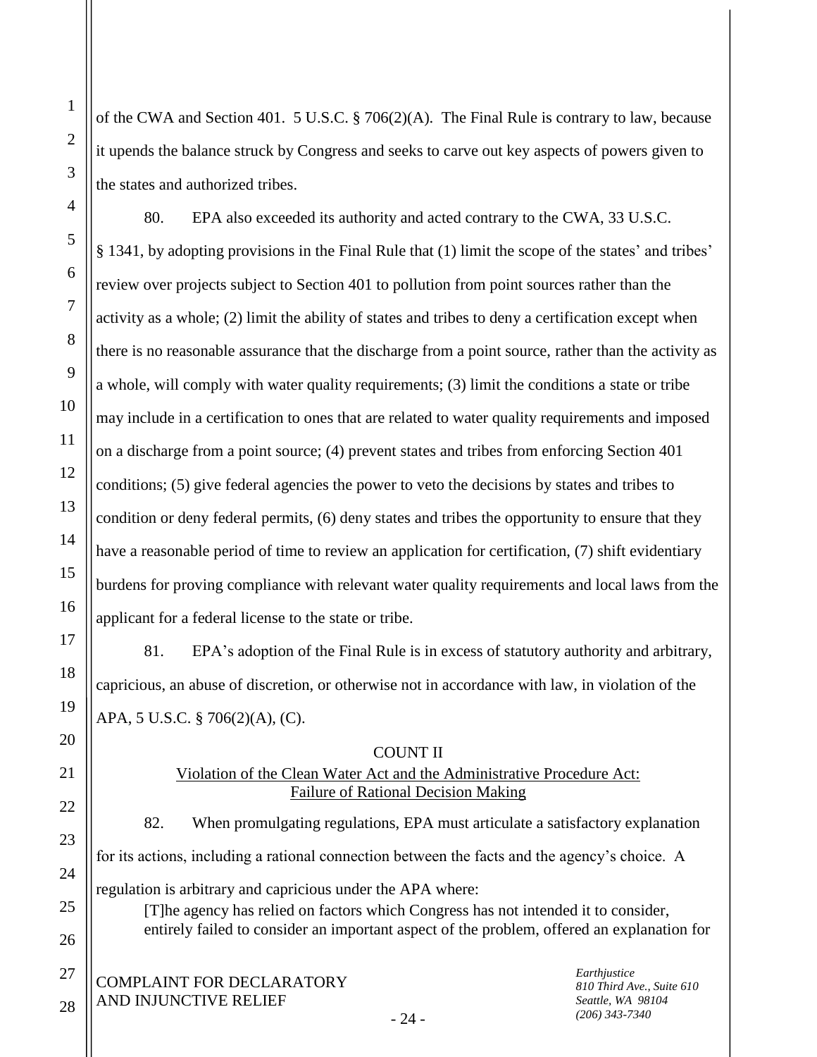of the CWA and Section 401. 5 U.S.C. § 706(2)(A). The Final Rule is contrary to law, because it upends the balance struck by Congress and seeks to carve out key aspects of powers given to the states and authorized tribes.

80. EPA also exceeded its authority and acted contrary to the CWA, 33 U.S.C. § 1341, by adopting provisions in the Final Rule that (1) limit the scope of the states' and tribes' review over projects subject to Section 401 to pollution from point sources rather than the activity as a whole; (2) limit the ability of states and tribes to deny a certification except when there is no reasonable assurance that the discharge from a point source, rather than the activity as a whole, will comply with water quality requirements; (3) limit the conditions a state or tribe may include in a certification to ones that are related to water quality requirements and imposed on a discharge from a point source; (4) prevent states and tribes from enforcing Section 401 conditions; (5) give federal agencies the power to veto the decisions by states and tribes to condition or deny federal permits, (6) deny states and tribes the opportunity to ensure that they have a reasonable period of time to review an application for certification, (7) shift evidentiary burdens for proving compliance with relevant water quality requirements and local laws from the applicant for a federal license to the state or tribe.

81. EPA's adoption of the Final Rule is in excess of statutory authority and arbitrary, capricious, an abuse of discretion, or otherwise not in accordance with law, in violation of the APA, 5 U.S.C. § 706(2)(A), (C).

## COUNT II

### Violation of the Clean Water Act and the Administrative Procedure Act: Failure of Rational Decision Making

82. When promulgating regulations, EPA must articulate a satisfactory explanation for its actions, including a rational connection between the facts and the agency's choice. A regulation is arbitrary and capricious under the APA where:

> [T]he agency has relied on factors which Congress has not intended it to consider, entirely failed to consider an important aspect of the problem, offered an explanation for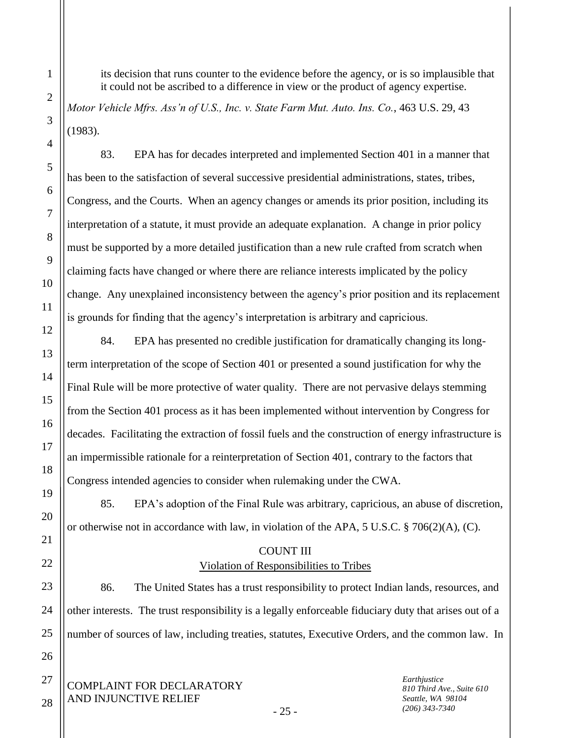its decision that runs counter to the evidence before the agency, or is so implausible that it could not be ascribed to a difference in view or the product of agency expertise.

*Motor Vehicle Mfrs. Ass'n of U.S., Inc. v. State Farm Mut. Auto. Ins. Co.*, 463 U.S. 29, 43 (1983).

83. EPA has for decades interpreted and implemented Section 401 in a manner that has been to the satisfaction of several successive presidential administrations, states, tribes, Congress, and the Courts. When an agency changes or amends its prior position, including its interpretation of a statute, it must provide an adequate explanation. A change in prior policy must be supported by a more detailed justification than a new rule crafted from scratch when claiming facts have changed or where there are reliance interests implicated by the policy change. Any unexplained inconsistency between the agency's prior position and its replacement is grounds for finding that the agency's interpretation is arbitrary and capricious.

84. EPA has presented no credible justification for dramatically changing its long-term interpretation of the scope of Section 401 or presented a sound justification for why the Final Rule will be more protective of water quality. There are not pervasive delays stemming from the Section 401 process as it has been implemented without intervention by Congress for decades. Facilitating the extraction of fossil fuels and the construction of energy infrastructure is an impermissible rationale for a reinterpretation of Section 401, contrary to the factors that Congress intended agencies to consider when rulemaking under the CWA.

85. EPA's adoption of the Final Rule was arbitrary, capricious, an abuse of discretion, or otherwise not in accordance with law, in violation of the APA, 5 U.S.C. § 706(2)(A), (C).

## COUNT III
## Violation of Responsibilities to Tribes

86. The United States has a trust responsibility to protect Indian lands, resources, and other interests. The trust responsibility is a legally enforceable fiduciary duty that arises out of a number of sources of law, including treaties, statutes, Executive Orders, and the common law. In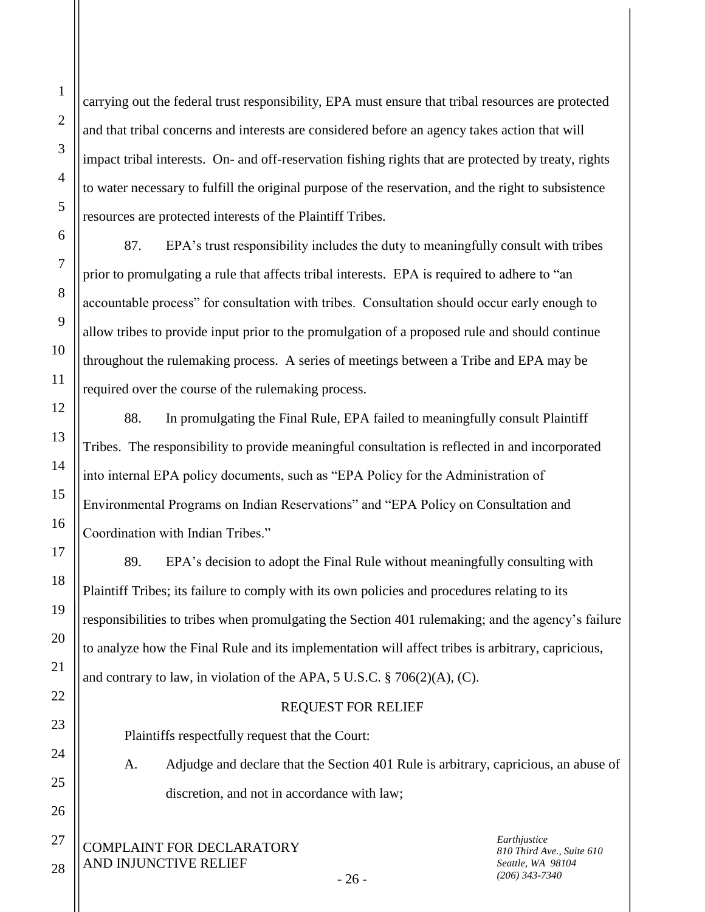carrying out the federal trust responsibility, EPA must ensure that tribal resources are protected and that tribal concerns and interests are considered before an agency takes action that will impact tribal interests. On- and off-reservation fishing rights that are protected by treaty, rights to water necessary to fulfill the original purpose of the reservation, and the right to subsistence resources are protected interests of the Plaintiff Tribes.

87. EPA's trust responsibility includes the duty to meaningfully consult with tribes prior to promulgating a rule that affects tribal interests. EPA is required to adhere to "an accountable process" for consultation with tribes. Consultation should occur early enough to allow tribes to provide input prior to the promulgation of a proposed rule and should continue throughout the rulemaking process. A series of meetings between a Tribe and EPA may be required over the course of the rulemaking process.

88. In promulgating the Final Rule, EPA failed to meaningfully consult Plaintiff Tribes. The responsibility to provide meaningful consultation is reflected in and incorporated into internal EPA policy documents, such as "EPA Policy for the Administration of Environmental Programs on Indian Reservations" and "EPA Policy on Consultation and Coordination with Indian Tribes."

89. EPA's decision to adopt the Final Rule without meaningfully consulting with Plaintiff Tribes; its failure to comply with its own policies and procedures relating to its responsibilities to tribes when promulgating the Section 401 rulemaking; and the agency's failure to analyze how the Final Rule and its implementation will affect tribes is arbitrary, capricious, and contrary to law, in violation of the APA, 5 U.S.C. § 706(2)(A), (C).

## REQUEST FOR RELIEF

Plaintiffs respectfully request that the Court:

A. Adjudge and declare that the Section 401 Rule is arbitrary, capricious, an abuse of discretion, and not in accordance with law;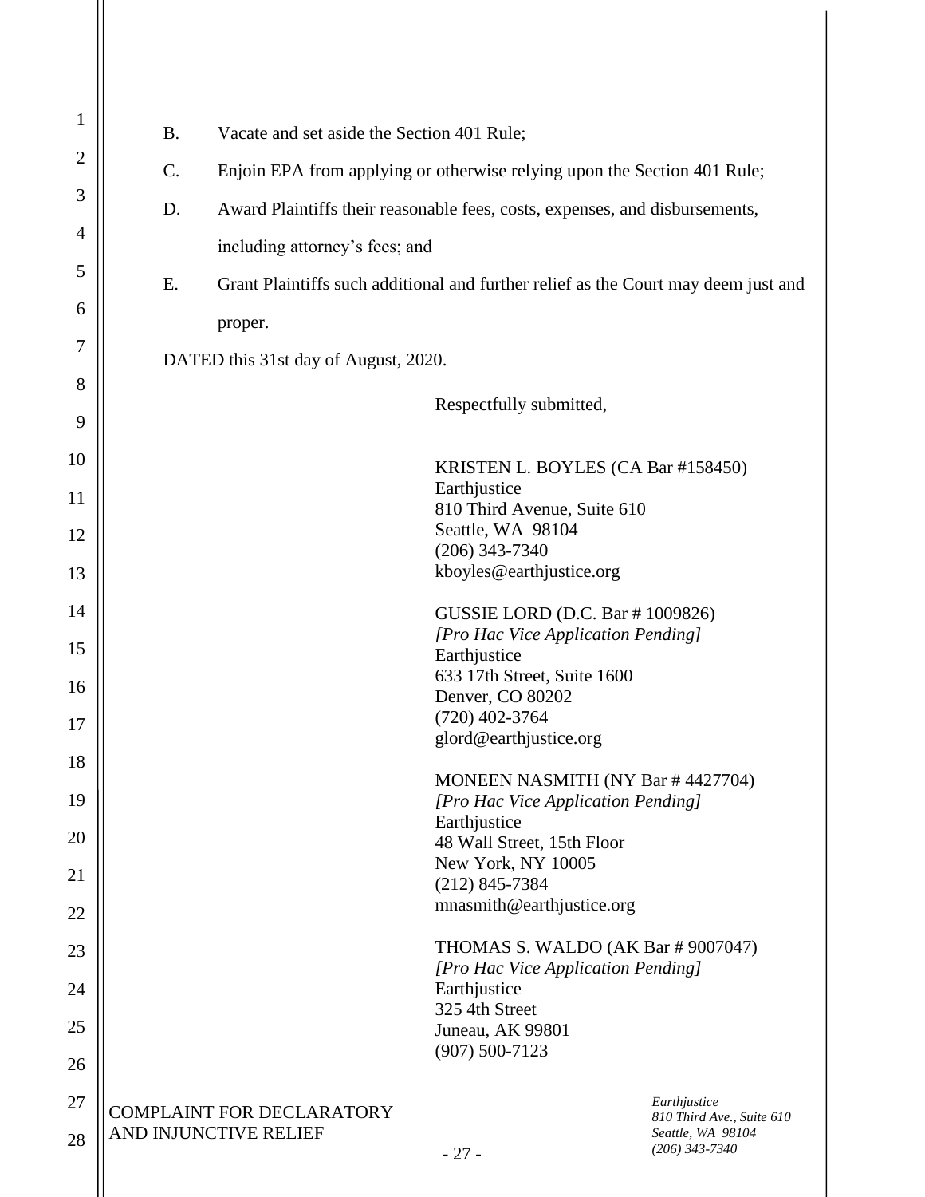B. Vacate and set aside the Section 401 Rule;

C. Enjoin EPA from applying or otherwise relying upon the Section 401 Rule;

D. Award Plaintiffs their reasonable fees, costs, expenses, and disbursements, including attorney's fees; and

E. Grant Plaintiffs such additional and further relief as the Court may deem just and proper.

DATED this 31st day of August, 2020.

Respectfully submitted,

KRISTEN L. BOYLES (CA Bar #158450)
Earthjustice
810 Third Avenue, Suite 610
Seattle, WA 98104
(206) 343-7340
kboyles@earthjustice.org

GUSSIE LORD (D.C. Bar # 1009826)
*[Pro Hac Vice Application Pending]*
Earthjustice
633 17th Street, Suite 1600
Denver, CO 80202
(720) 402-3764
glord@earthjustice.org

MONEEN NASMITH (NY Bar # 4427704)
*[Pro Hac Vice Application Pending]*
Earthjustice
48 Wall Street, 15th Floor
New York, NY 10005
(212) 845-7384
mnasmith@earthjustice.org

THOMAS S. WALDO (AK Bar # 9007047)
*[Pro Hac Vice Application Pending]*
Earthjustice
325 4th Street
Juneau, AK 99801
(907) 500-7123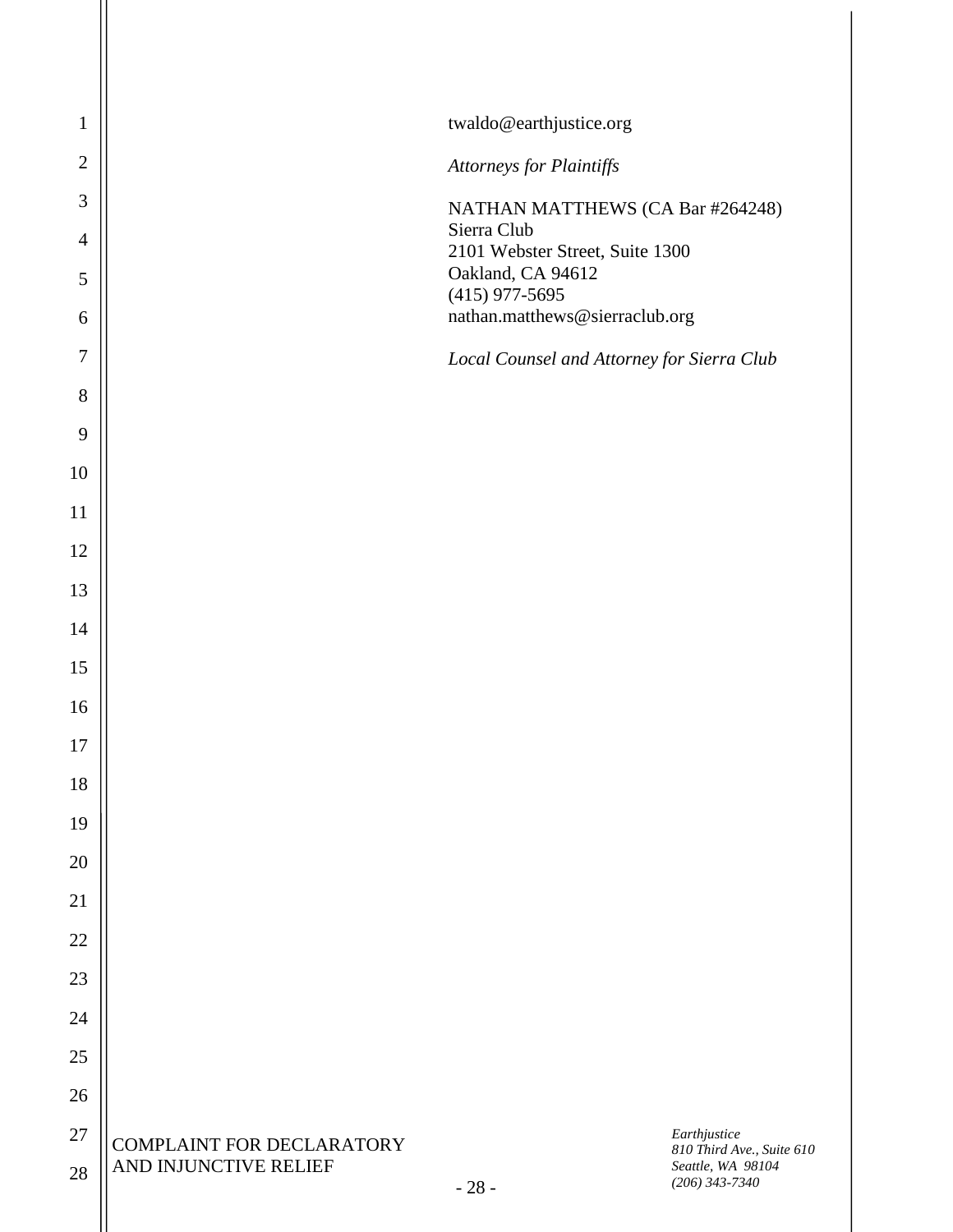twaldo@earthjustice.org

*Attorneys for Plaintiffs*

NATHAN MATTHEWS (CA Bar #264248)
Sierra Club
2101 Webster Street, Suite 1300
Oakland, CA 94612
(415) 977-5695
nathan.matthews@sierraclub.org

*Local Counsel and Attorney for Sierra Club*